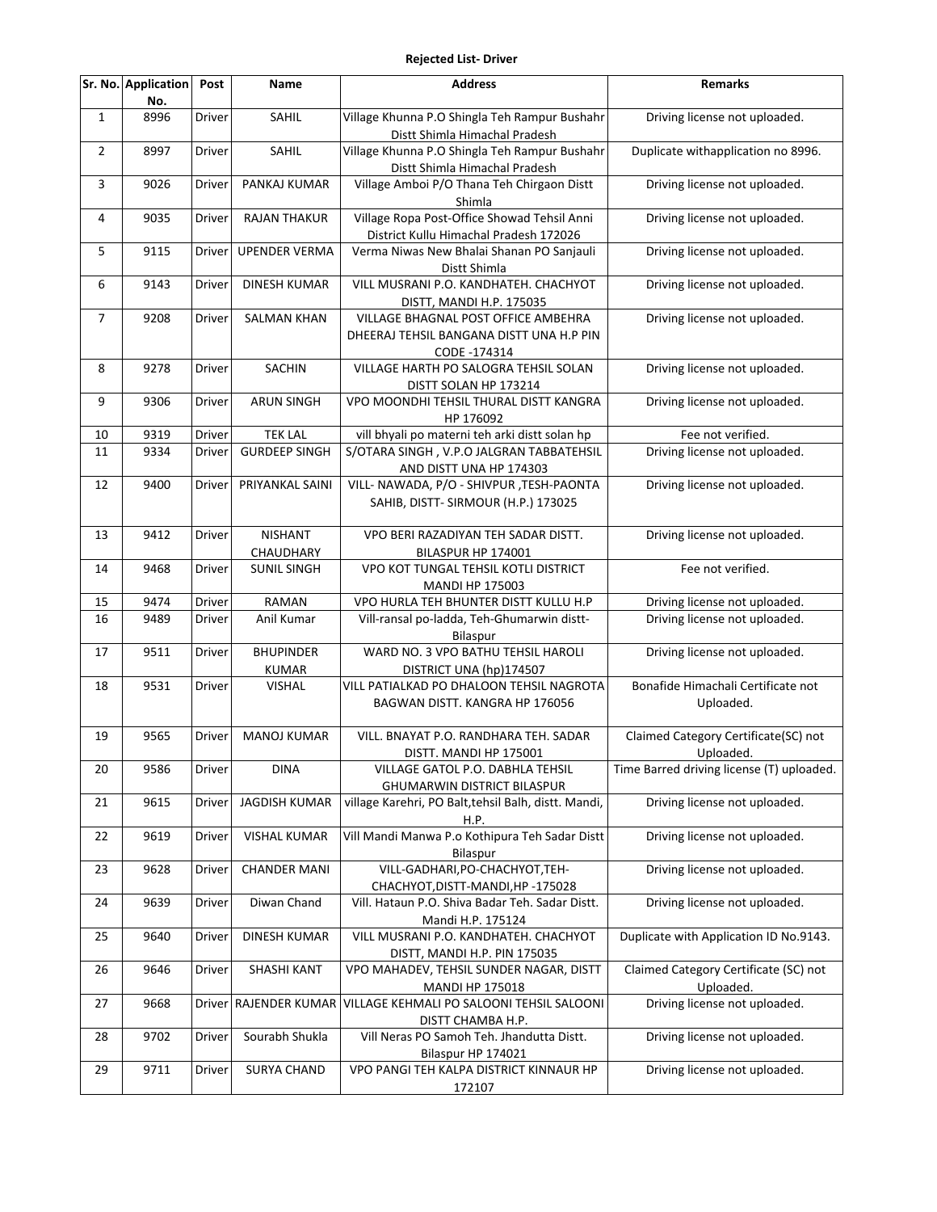# Rejected List- Driver

| Sr. No. | Application No. | Post | Name | Address | Remarks |
|---|---|---|---|---|---|
| 1 | 8996 | Driver | SAHIL | Village Khunna P.O Shingla Teh Rampur Bushahr Distt Shimla Himachal Pradesh | Driving license not uploaded. |
| 2 | 8997 | Driver | SAHIL | Village Khunna P.O Shingla Teh Rampur Bushahr Distt Shimla Himachal Pradesh | Duplicate withapplication no 8996. |
| 3 | 9026 | Driver | PANKAJ KUMAR | Village Amboi P/O Thana Teh Chirgaon Distt Shimla | Driving license not uploaded. |
| 4 | 9035 | Driver | RAJAN THAKUR | Village Ropa Post-Office Showad Tehsil Anni District Kullu Himachal Pradesh 172026 | Driving license not uploaded. |
| 5 | 9115 | Driver | UPENDER VERMA | Verma Niwas New Bhalai Shanan PO Sanjauli Distt Shimla | Driving license not uploaded. |
| 6 | 9143 | Driver | DINESH KUMAR | VILL MUSRANI P.O. KANDHATEH. CHACHYOT DISTT, MANDI H.P. 175035 | Driving license not uploaded. |
| 7 | 9208 | Driver | SALMAN KHAN | VILLAGE BHAGNAL POST OFFICE AMBEHRA DHEERAJ TEHSIL BANGANA DISTT UNA H.P PIN CODE -174314 | Driving license not uploaded. |
| 8 | 9278 | Driver | SACHIN | VILLAGE HARTH PO SALOGRA TEHSIL SOLAN DISTT SOLAN HP 173214 | Driving license not uploaded. |
| 9 | 9306 | Driver | ARUN SINGH | VPO MOONDHI TEHSIL THURAL DISTT KANGRA HP 176092 | Driving license not uploaded. |
| 10 | 9319 | Driver | TEK LAL | vill bhyali po materni teh arki distt solan hp | Fee not verified. |
| 11 | 9334 | Driver | GURDEEP SINGH | S/OTARA SINGH , V.P.O JALGRAN TABBATEHSIL AND DISTT UNA HP 174303 | Driving license not uploaded. |
| 12 | 9400 | Driver | PRIYANKAL SAINI | VILL- NAWADA, P/O - SHIVPUR ,TESH-PAONTA SAHIB, DISTT- SIRMOUR (H.P.) 173025 | Driving license not uploaded. |
| 13 | 9412 | Driver | NISHANT CHAUDHARY | VPO BERI RAZADIYAN TEH SADAR DISTT. BILASPUR HP 174001 | Driving license not uploaded. |
| 14 | 9468 | Driver | SUNIL SINGH | VPO KOT TUNGAL TEHSIL KOTLI DISTRICT MANDI HP 175003 | Fee not verified. |
| 15 | 9474 | Driver | RAMAN | VPO HURLA TEH BHUNTER DISTT KULLU H.P | Driving license not uploaded. |
| 16 | 9489 | Driver | Anil Kumar | Vill-ransal po-ladda, Teh-Ghumarwin distt-Bilaspur | Driving license not uploaded. |
| 17 | 9511 | Driver | BHUPINDER KUMAR | WARD NO. 3 VPO BATHU TEHSIL HAROLI DISTRICT UNA (hp)174507 | Driving license not uploaded. |
| 18 | 9531 | Driver | VISHAL | VILL PATIALKAD PO DHALOON TEHSIL NAGROTA BAGWAN DISTT. KANGRA HP 176056 | Bonafide Himachali Certificate not Uploaded. |
| 19 | 9565 | Driver | MANOJ KUMAR | VILL. BNAYAT P.O. RANDHARA TEH. SADAR DISTT. MANDI HP 175001 | Claimed Category Certificate(SC) not Uploaded. |
| 20 | 9586 | Driver | DINA | VILLAGE GATOL P.O. DABHLA TEHSIL GHUMARWIN DISTRICT BILASPUR | Time Barred driving license (T) uploaded. |
| 21 | 9615 | Driver | JAGDISH KUMAR | village Karehri, PO Balt,tehsil Balh, distt. Mandi, H.P. | Driving license not uploaded. |
| 22 | 9619 | Driver | VISHAL KUMAR | Vill Mandi Manwa P.o Kothipura Teh Sadar Distt Bilaspur | Driving license not uploaded. |
| 23 | 9628 | Driver | CHANDER MANI | VILL-GADHARI,PO-CHACHYOT,TEH-CHACHYOT,DISTT-MANDI,HP -175028 | Driving license not uploaded. |
| 24 | 9639 | Driver | Diwan Chand | Vill. Hataun P.O. Shiva Badar Teh. Sadar Distt. Mandi H.P. 175124 | Driving license not uploaded. |
| 25 | 9640 | Driver | DINESH KUMAR | VILL MUSRANI P.O. KANDHATEH. CHACHYOT DISTT, MANDI H.P. PIN 175035 | Duplicate with Application ID No.9143. |
| 26 | 9646 | Driver | SHASHI KANT | VPO MAHADEV, TEHSIL SUNDER NAGAR, DISTT MANDI HP 175018 | Claimed Category Certificate (SC) not Uploaded. |
| 27 | 9668 | Driver | RAJENDER KUMAR | VILLAGE KEHMALI PO SALOONI TEHSIL SALOONI DISTT CHAMBA H.P. | Driving license not uploaded. |
| 28 | 9702 | Driver | Sourabh Shukla | Vill Neras PO Samoh Teh. Jhandutta Distt. Bilaspur HP 174021 | Driving license not uploaded. |
| 29 | 9711 | Driver | SURYA CHAND | VPO PANGI TEH KALPA DISTRICT KINNAUR HP 172107 | Driving license not uploaded. |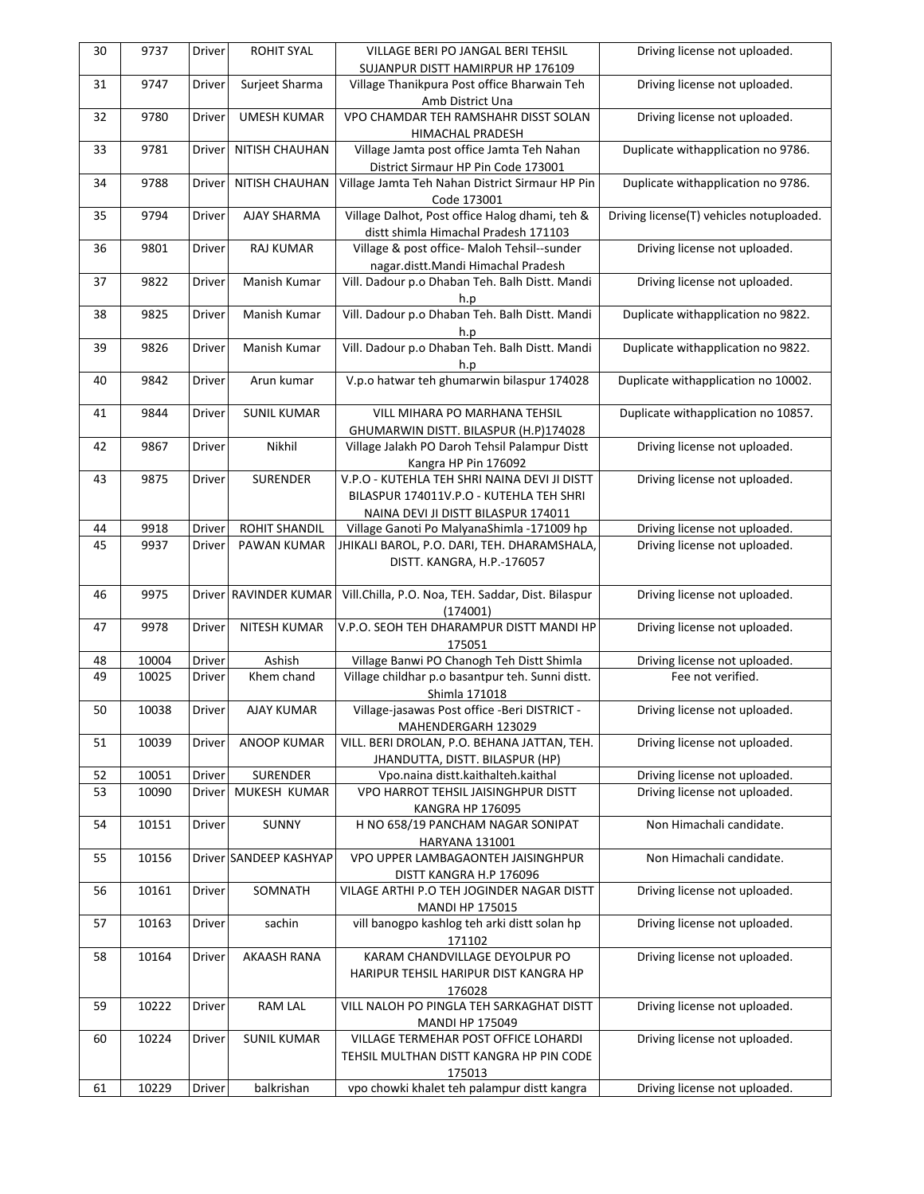| 30 | 9737 | Driver | ROHIT SYAL | VILLAGE BERI PO JANGAL BERI TEHSIL SUJANPUR DISTT HAMIRPUR HP 176109 | Driving license not uploaded. |
|---|---|---|---|---|---|
| 31 | 9747 | Driver | Surjeet Sharma | Village Thanikpura Post office Bharwain Teh Amb District Una | Driving license not uploaded. |
| 32 | 9780 | Driver | UMESH KUMAR | VPO CHAMDAR TEH RAMSHAHR DISST SOLAN HIMACHAL PRADESH | Driving license not uploaded. |
| 33 | 9781 | Driver | NITISH CHAUHAN | Village Jamta post office Jamta Teh Nahan District Sirmaur HP Pin Code 173001 | Duplicate withapplication no 9786. |
| 34 | 9788 | Driver | NITISH CHAUHAN | Village Jamta Teh Nahan District Sirmaur HP Pin Code 173001 | Duplicate withapplication no 9786. |
| 35 | 9794 | Driver | AJAY SHARMA | Village Dalhot, Post office Halog dhami, teh & distt shimla Himachal Pradesh 171103 | Driving license(T) vehicles notuploaded. |
| 36 | 9801 | Driver | RAJ KUMAR | Village & post office- Maloh Tehsil--sunder nagar.distt.Mandi Himachal Pradesh | Driving license not uploaded. |
| 37 | 9822 | Driver | Manish Kumar | Vill. Dadour p.o Dhaban Teh. Balh Distt. Mandi h.p | Driving license not uploaded. |
| 38 | 9825 | Driver | Manish Kumar | Vill. Dadour p.o Dhaban Teh. Balh Distt. Mandi h.p | Duplicate withapplication no 9822. |
| 39 | 9826 | Driver | Manish Kumar | Vill. Dadour p.o Dhaban Teh. Balh Distt. Mandi h.p | Duplicate withapplication no 9822. |
| 40 | 9842 | Driver | Arun kumar | V.p.o hatwar teh ghumarwin bilaspur 174028 | Duplicate withapplication no 10002. |
| 41 | 9844 | Driver | SUNIL KUMAR | VILL MIHARA PO MARHANA TEHSIL GHUMARWIN DISTT. BILASPUR (H.P)174028 | Duplicate withapplication no 10857. |
| 42 | 9867 | Driver | Nikhil | Village Jalakh PO Daroh Tehsil Palampur Distt Kangra HP Pin 176092 | Driving license not uploaded. |
| 43 | 9875 | Driver | SURENDER | V.P.O - KUTEHLA TEH SHRI NAINA DEVI JI DISTT BILASPUR 174011V.P.O - KUTEHLA TEH SHRI NAINA DEVI JI DISTT BILASPUR 174011 | Driving license not uploaded. |
| 44 | 9918 | Driver | ROHIT SHANDIL | Village Ganoti Po MalyanaShimla -171009 hp | Driving license not uploaded. |
| 45 | 9937 | Driver | PAWAN KUMAR | JHIKALI BAROL, P.O. DARI, TEH. DHARAMSHALA, DISTT. KANGRA, H.P.-176057 | Driving license not uploaded. |
| 46 | 9975 | Driver | RAVINDER KUMAR | Vill.Chilla, P.O. Noa, TEH. Saddar, Dist. Bilaspur (174001) | Driving license not uploaded. |
| 47 | 9978 | Driver | NITESH KUMAR | V.P.O. SEOH TEH DHARAMPUR DISTT MANDI HP 175051 | Driving license not uploaded. |
| 48 | 10004 | Driver | Ashish | Village Banwi PO Chanogh Teh Distt Shimla | Driving license not uploaded. |
| 49 | 10025 | Driver | Khem chand | Village childhar p.o basantpur teh. Sunni distt. Shimla 171018 | Fee not verified. |
| 50 | 10038 | Driver | AJAY KUMAR | Village-jasawas Post office -Beri DISTRICT - MAHENDERGARH 123029 | Driving license not uploaded. |
| 51 | 10039 | Driver | ANOOP KUMAR | VILL. BERI DROLAN, P.O. BEHANA JATTAN, TEH. JHANDUTTA, DISTT. BILASPUR (HP) | Driving license not uploaded. |
| 52 | 10051 | Driver | SURENDER | Vpo.naina distt.kaithalteh.kaithal | Driving license not uploaded. |
| 53 | 10090 | Driver | MUKESH KUMAR | VPO HARROT TEHSIL JAISINGHPUR DISTT KANGRA HP 176095 | Driving license not uploaded. |
| 54 | 10151 | Driver | SUNNY | H NO 658/19 PANCHAM NAGAR SONIPAT HARYANA 131001 | Non Himachali candidate. |
| 55 | 10156 | Driver | SANDEEP KASHYAP | VPO UPPER LAMBAGAONTEH JAISINGHPUR DISTT KANGRA H.P 176096 | Non Himachali candidate. |
| 56 | 10161 | Driver | SOMNATH | VILAGE ARTHI P.O TEH JOGINDER NAGAR DISTT MANDI HP 175015 | Driving license not uploaded. |
| 57 | 10163 | Driver | sachin | vill banogpo kashlog teh arki distt solan hp 171102 | Driving license not uploaded. |
| 58 | 10164 | Driver | AKAASH RANA | KARAM CHANDVILLAGE DEYOLPUR PO HARIPUR TEHSIL HARIPUR DIST KANGRA HP 176028 | Driving license not uploaded. |
| 59 | 10222 | Driver | RAM LAL | VILL NALOH PO PINGLA TEH SARKAGHAT DISTT MANDI HP 175049 | Driving license not uploaded. |
| 60 | 10224 | Driver | SUNIL KUMAR | VILLAGE TERMEHAR POST OFFICE LOHARDI TEHSIL MULTHAN DISTT KANGRA HP PIN CODE 175013 | Driving license not uploaded. |
| 61 | 10229 | Driver | balkrishan | vpo chowki khalet teh palampur distt kangra | Driving license not uploaded. |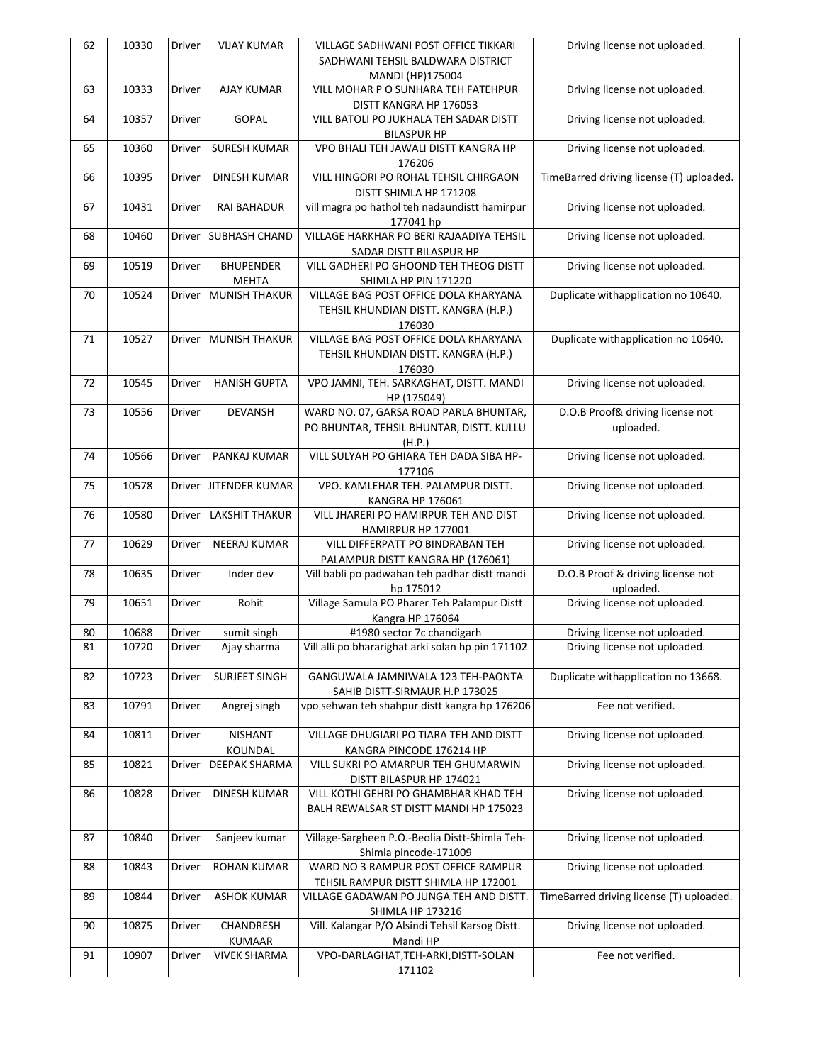| 62 | 10330 | Driver | VIJAY KUMAR | VILLAGE SADHWANI POST OFFICE TIKKARI SADHWANI TEHSIL BALDWARA DISTRICT MANDI (HP)175004 | Driving license not uploaded. |
|---|---|---|---|---|---|
| 63 | 10333 | Driver | AJAY KUMAR | VILL MOHAR P O SUNHARA TEH FATEHPUR DISTT KANGRA HP 176053 | Driving license not uploaded. |
| 64 | 10357 | Driver | GOPAL | VILL BATOLI PO JUKHALA TEH SADAR DISTT BILASPUR HP | Driving license not uploaded. |
| 65 | 10360 | Driver | SURESH KUMAR | VPO BHALI TEH JAWALI DISTT KANGRA HP 176206 | Driving license not uploaded. |
| 66 | 10395 | Driver | DINESH KUMAR | VILL HINGORI PO ROHAL TEHSIL CHIRGAON DISTT SHIMLA HP 171208 | TimeBarred driving license (T) uploaded. |
| 67 | 10431 | Driver | RAI BAHADUR | vill magra po hathol teh nadaundistt hamirpur 177041 hp | Driving license not uploaded. |
| 68 | 10460 | Driver | SUBHASH CHAND | VILLAGE HARKHAR PO BERI RAJAADIYA TEHSIL SADAR DISTT BILASPUR HP | Driving license not uploaded. |
| 69 | 10519 | Driver | BHUPENDER MEHTA | VILL GADHERI PO GHOOND TEH THEOG DISTT SHIMLA HP PIN 171220 | Driving license not uploaded. |
| 70 | 10524 | Driver | MUNISH THAKUR | VILLAGE BAG POST OFFICE DOLA KHARYANA TEHSIL KHUNDIAN DISTT. KANGRA (H.P.) 176030 | Duplicate withapplication no 10640. |
| 71 | 10527 | Driver | MUNISH THAKUR | VILLAGE BAG POST OFFICE DOLA KHARYANA TEHSIL KHUNDIAN DISTT. KANGRA (H.P.) 176030 | Duplicate withapplication no 10640. |
| 72 | 10545 | Driver | HANISH GUPTA | VPO JAMNI, TEH. SARKAGHAT, DISTT. MANDI HP (175049) | Driving license not uploaded. |
| 73 | 10556 | Driver | DEVANSH | WARD NO. 07, GARSA ROAD PARLA BHUNTAR, PO BHUNTAR, TEHSIL BHUNTAR, DISTT. KULLU (H.P.) | D.O.B Proof& driving license not uploaded. |
| 74 | 10566 | Driver | PANKAJ KUMAR | VILL SULYAH PO GHIARA TEH DADA SIBA HP-177106 | Driving license not uploaded. |
| 75 | 10578 | Driver | JITENDER KUMAR | VPO. KAMLEHAR TEH. PALAMPUR DISTT. KANGRA HP 176061 | Driving license not uploaded. |
| 76 | 10580 | Driver | LAKSHIT THAKUR | VILL JHARERI PO HAMIRPUR TEH AND DIST HAMIRPUR HP 177001 | Driving license not uploaded. |
| 77 | 10629 | Driver | NEERAJ KUMAR | VILL DIFFERPATT PO BINDRABAN TEH PALAMPUR DISTT KANGRA HP (176061) | Driving license not uploaded. |
| 78 | 10635 | Driver | Inder dev | Vill babli po padwahan teh padhar distt mandi hp 175012 | D.O.B Proof & driving license not uploaded. |
| 79 | 10651 | Driver | Rohit | Village Samula PO Pharer Teh Palampur Distt Kangra HP 176064 | Driving license not uploaded. |
| 80 | 10688 | Driver | sumit singh | #1980 sector 7c chandigarh | Driving license not uploaded. |
| 81 | 10720 | Driver | Ajay sharma | Vill alli po bhararighat arki solan hp pin 171102 | Driving license not uploaded. |
| 82 | 10723 | Driver | SURJEET SINGH | GANGUWALA JAMNIWALA 123 TEH-PAONTA SAHIB DISTT-SIRMAUR H.P 173025 | Duplicate withapplication no 13668. |
| 83 | 10791 | Driver | Angrej singh | vpo sehwan teh shahpur distt kangra hp 176206 | Fee not verified. |
| 84 | 10811 | Driver | NISHANT KOUNDAL | VILLAGE DHUGIARI PO TIARA TEH AND DISTT KANGRA PINCODE 176214 HP | Driving license not uploaded. |
| 85 | 10821 | Driver | DEEPAK SHARMA | VILL SUKRI PO AMARPUR TEH GHUMARWIN DISTT BILASPUR HP 174021 | Driving license not uploaded. |
| 86 | 10828 | Driver | DINESH KUMAR | VILL KOTHI GEHRI PO GHAMBHAR KHAD TEH BALH REWALSAR ST DISTT MANDI HP 175023 | Driving license not uploaded. |
| 87 | 10840 | Driver | Sanjeev kumar | Village-Sargheen P.O.-Beolia Distt-Shimla Teh-Shimla pincode-171009 | Driving license not uploaded. |
| 88 | 10843 | Driver | ROHAN KUMAR | WARD NO 3 RAMPUR POST OFFICE RAMPUR TEHSIL RAMPUR DISTT SHIMLA HP 172001 | Driving license not uploaded. |
| 89 | 10844 | Driver | ASHOK KUMAR | VILLAGE GADAWAN PO JUNGA TEH AND DISTT. SHIMLA HP 173216 | TimeBarred driving license (T) uploaded. |
| 90 | 10875 | Driver | CHANDRESH KUMAAR | Vill. Kalangar P/O Alsindi Tehsil Karsog Distt. Mandi HP | Driving license not uploaded. |
| 91 | 10907 | Driver | VIVEK SHARMA | VPO-DARLAGHAT,TEH-ARKI,DISTT-SOLAN 171102 | Fee not verified. |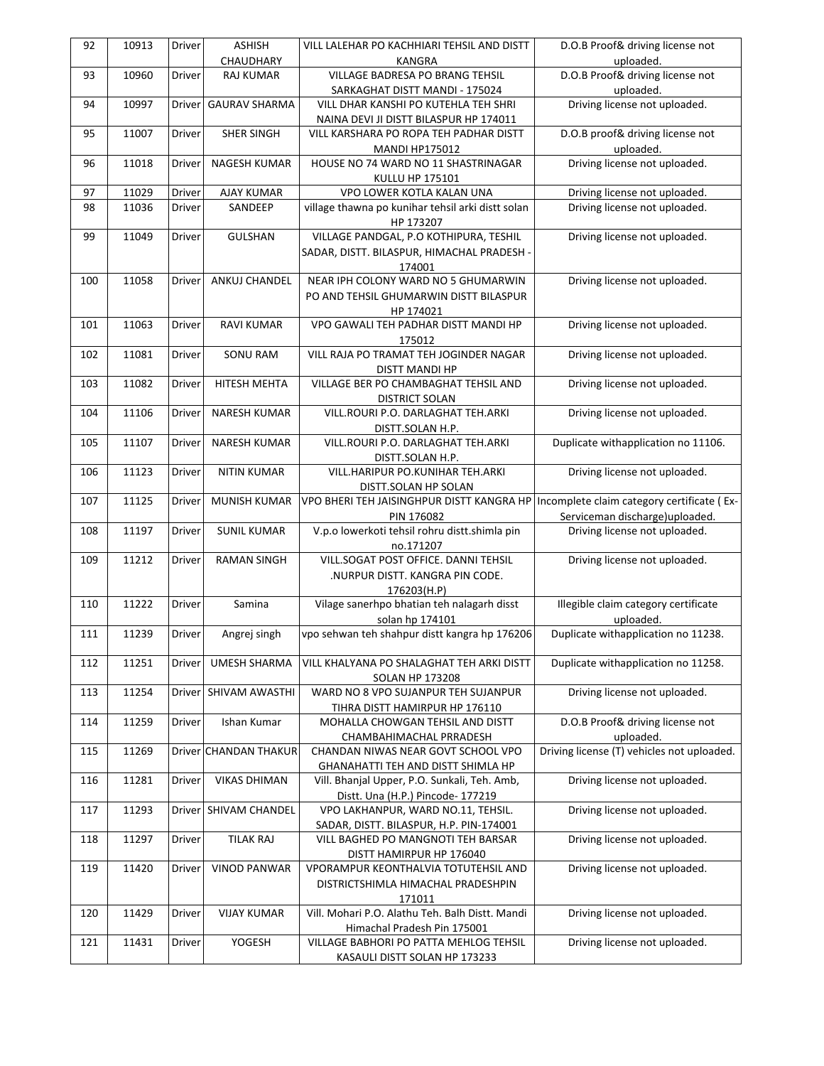| 92 | 10913 | Driver | ASHISH CHAUDHARY | VILL LALEHAR PO KACHHIARI TEHSIL AND DISTT KANGRA | D.O.B Proof& driving license not uploaded. |
|---|---|---|---|---|---|
| 93 | 10960 | Driver | RAJ KUMAR | VILLAGE BADRESA PO BRANG TEHSIL SARKAGHAT DISTT MANDI - 175024 | D.O.B Proof& driving license not uploaded. |
| 94 | 10997 | Driver | GAURAV SHARMA | VILL DHAR KANSHI PO KUTEHLA TEH SHRI NAINA DEVI JI DISTT BILASPUR HP 174011 | Driving license not uploaded. |
| 95 | 11007 | Driver | SHER SINGH | VILL KARSHARA PO ROPA TEH PADHAR DISTT MANDI HP175012 | D.O.B proof& driving license not uploaded. |
| 96 | 11018 | Driver | NAGESH KUMAR | HOUSE NO 74 WARD NO 11 SHASTRINAGAR KULLU HP 175101 | Driving license not uploaded. |
| 97 | 11029 | Driver | AJAY KUMAR | VPO LOWER KOTLA KALAN UNA | Driving license not uploaded. |
| 98 | 11036 | Driver | SANDEEP | village thawna po kunihar tehsil arki distt solan HP 173207 | Driving license not uploaded. |
| 99 | 11049 | Driver | GULSHAN | VILLAGE PANDGAL, P.O KOTHIPURA, TESHIL SADAR, DISTT. BILASPUR, HIMACHAL PRADESH - 174001 | Driving license not uploaded. |
| 100 | 11058 | Driver | ANKUJ CHANDEL | NEAR IPH COLONY WARD NO 5 GHUMARWIN PO AND TEHSIL GHUMARWIN DISTT BILASPUR HP 174021 | Driving license not uploaded. |
| 101 | 11063 | Driver | RAVI KUMAR | VPO GAWALI TEH PADHAR DISTT MANDI HP 175012 | Driving license not uploaded. |
| 102 | 11081 | Driver | SONU RAM | VILL RAJA PO TRAMAT TEH JOGINDER NAGAR DISTT MANDI HP | Driving license not uploaded. |
| 103 | 11082 | Driver | HITESH MEHTA | VILLAGE BER PO CHAMBAGHAT TEHSIL AND DISTRICT SOLAN | Driving license not uploaded. |
| 104 | 11106 | Driver | NARESH KUMAR | VILL.ROURI P.O. DARLAGHAT TEH.ARKI DISTT.SOLAN H.P. | Driving license not uploaded. |
| 105 | 11107 | Driver | NARESH KUMAR | VILL.ROURI P.O. DARLAGHAT TEH.ARKI DISTT.SOLAN H.P. | Duplicate withapplication no 11106. |
| 106 | 11123 | Driver | NITIN KUMAR | VILL.HARIPUR PO.KUNIHAR TEH.ARKI DISTT.SOLAN HP SOLAN | Driving license not uploaded. |
| 107 | 11125 | Driver | MUNISH KUMAR | VPO BHERI TEH JAISINGHPUR DISTT KANGRA HP PIN 176082 | Incomplete claim category certificate ( Ex-Serviceman discharge)uploaded. |
| 108 | 11197 | Driver | SUNIL KUMAR | V.p.o lowerkoti tehsil rohru distt.shimla pin no.171207 | Driving license not uploaded. |
| 109 | 11212 | Driver | RAMAN SINGH | VILL.SOGAT POST OFFICE. DANNI TEHSIL .NURPUR DISTT. KANGRA PIN CODE. 176203(H.P) | Driving license not uploaded. |
| 110 | 11222 | Driver | Samina | Vilage sanerhpo bhatian teh nalagarh disst solan hp 174101 | Illegible claim category certificate uploaded. |
| 111 | 11239 | Driver | Angrej singh | vpo sehwan teh shahpur distt kangra hp 176206 | Duplicate withapplication no 11238. |
| 112 | 11251 | Driver | UMESH SHARMA | VILL KHALYANA PO SHALAGHAT TEH ARKI DISTT SOLAN HP 173208 | Duplicate withapplication no 11258. |
| 113 | 11254 | Driver | SHIVAM AWASTHI | WARD NO 8 VPO SUJANPUR TEH SUJANPUR TIHRA DISTT HAMIRPUR HP 176110 | Driving license not uploaded. |
| 114 | 11259 | Driver | Ishan Kumar | MOHALLA CHOWGAN TEHSIL AND DISTT CHAMBAHIMACHAL PRRADESH | D.O.B Proof& driving license not uploaded. |
| 115 | 11269 | Driver | CHANDAN THAKUR | CHANDAN NIWAS NEAR GOVT SCHOOL VPO GHANAHATTI TEH AND DISTT SHIMLA HP | Driving license (T) vehicles not uploaded. |
| 116 | 11281 | Driver | VIKAS DHIMAN | Vill. Bhanjal Upper, P.O. Sunkali, Teh. Amb, Distt. Una (H.P.) Pincode- 177219 | Driving license not uploaded. |
| 117 | 11293 | Driver | SHIVAM CHANDEL | VPO LAKHANPUR, WARD NO.11, TEHSIL. SADAR, DISTT. BILASPUR, H.P. PIN-174001 | Driving license not uploaded. |
| 118 | 11297 | Driver | TILAK RAJ | VILL BAGHED PO MANGNOTI TEH BARSAR DISTT HAMIRPUR HP 176040 | Driving license not uploaded. |
| 119 | 11420 | Driver | VINOD PANWAR | VPORAMPUR KEONTHALVIA TOTUTEHSIL AND DISTRICTSHIMLA HIMACHAL PRADESHPIN 171011 | Driving license not uploaded. |
| 120 | 11429 | Driver | VIJAY KUMAR | Vill. Mohari P.O. Alathu Teh. Balh Distt. Mandi Himachal Pradesh Pin 175001 | Driving license not uploaded. |
| 121 | 11431 | Driver | YOGESH | VILLAGE BABHORI PO PATTA MEHLOG TEHSIL KASAULI DISTT SOLAN HP 173233 | Driving license not uploaded. |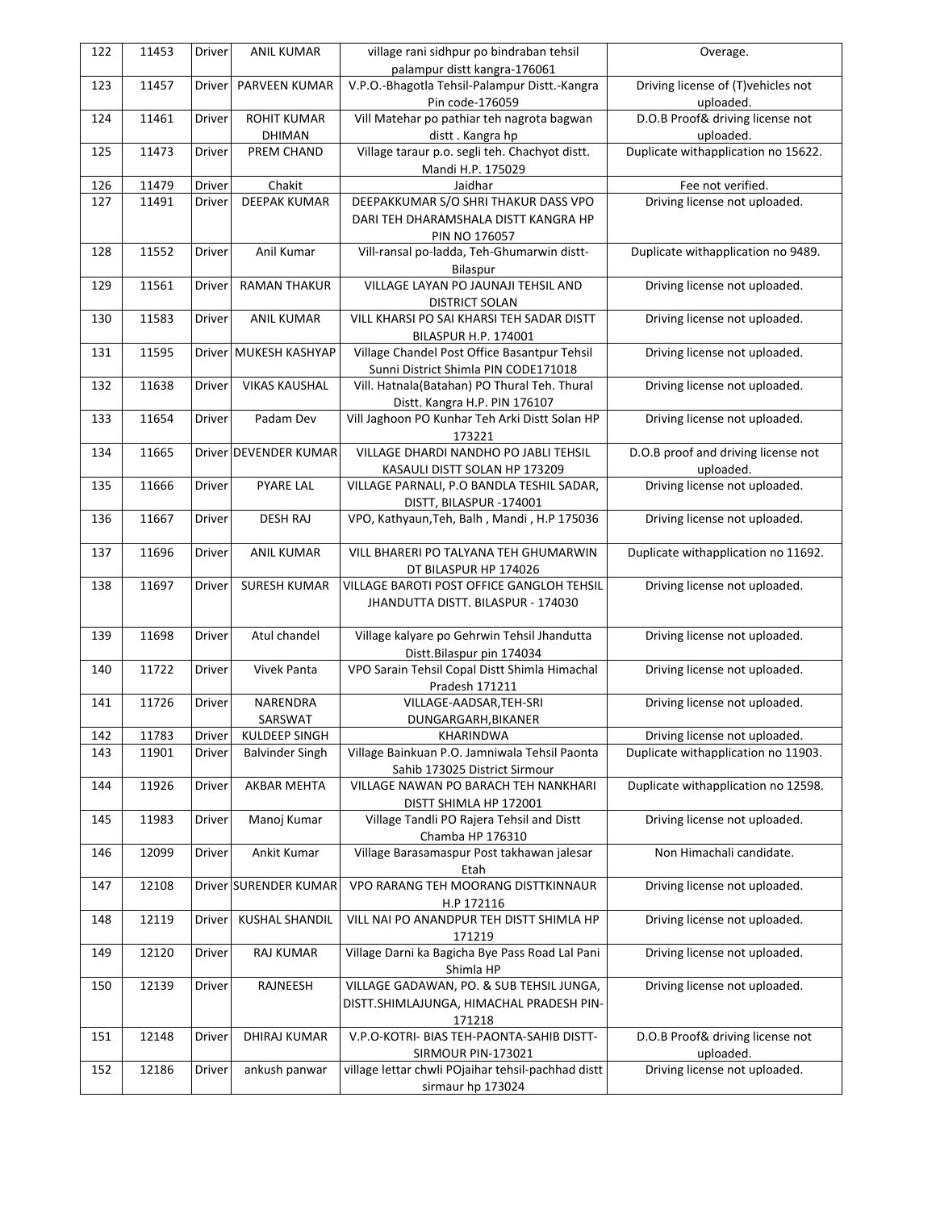| 122 | 11453 | Driver | ANIL KUMAR | village rani sidhpur po bindraban tehsil palampur distt kangra-176061 | Overage. |
|---|---|---|---|---|---|
| 123 | 11457 | Driver | PARVEEN KUMAR | V.P.O.-Bhagotla Tehsil-Palampur Distt.-Kangra Pin code-176059 | Driving license of (T)vehicles not uploaded. |
| 124 | 11461 | Driver | ROHIT KUMAR DHIMAN | Vill Matehar po pathiar teh nagrota bagwan distt . Kangra hp | D.O.B Proof& driving license not uploaded. |
| 125 | 11473 | Driver | PREM CHAND | Village taraur p.o. segli teh. Chachyot distt. Mandi H.P. 175029 | Duplicate withapplication no 15622. |
| 126 | 11479 | Driver | Chakit | Jaidhar | Fee not verified. |
| 127 | 11491 | Driver | DEEPAK KUMAR | DEEPAKKUMAR S/O SHRI THAKUR DASS VPO DARI TEH DHARAMSHALA DISTT KANGRA HP PIN NO 176057 | Driving license not uploaded. |
| 128 | 11552 | Driver | Anil Kumar | Vill-ransal po-ladda, Teh-Ghumarwin distt-Bilaspur | Duplicate withapplication no 9489. |
| 129 | 11561 | Driver | RAMAN THAKUR | VILLAGE LAYAN PO JAUNAJI TEHSIL AND DISTRICT SOLAN | Driving license not uploaded. |
| 130 | 11583 | Driver | ANIL KUMAR | VILL KHARSI PO SAI KHARSI TEH SADAR DISTT BILASPUR H.P. 174001 | Driving license not uploaded. |
| 131 | 11595 | Driver | MUKESH KASHYAP | Village Chandel Post Office Basantpur Tehsil Sunni District Shimla PIN CODE171018 | Driving license not uploaded. |
| 132 | 11638 | Driver | VIKAS KAUSHAL | Vill. Hatnala(Batahan) PO Thural Teh. Thural Distt. Kangra H.P. PIN 176107 | Driving license not uploaded. |
| 133 | 11654 | Driver | Padam Dev | Vill Jaghoon PO Kunhar Teh Arki Distt Solan HP 173221 | Driving license not uploaded. |
| 134 | 11665 | Driver | DEVENDER KUMAR | VILLAGE DHARDI NANDHO PO JABLI TEHSIL KASAULI DISTT SOLAN HP 173209 | D.O.B proof and driving license not uploaded. |
| 135 | 11666 | Driver | PYARE LAL | VILLAGE PARNALI, P.O BANDLA TESHIL SADAR, DISTT, BILASPUR -174001 | Driving license not uploaded. |
| 136 | 11667 | Driver | DESH RAJ | VPO, Kathyaun,Teh, Balh , Mandi , H.P 175036 | Driving license not uploaded. |
| 137 | 11696 | Driver | ANIL KUMAR | VILL BHARERI PO TALYANA TEH GHUMARWIN DT BILASPUR HP 174026 | Duplicate withapplication no 11692. |
| 138 | 11697 | Driver | SURESH KUMAR | VILLAGE BAROTI POST OFFICE GANGLOH TEHSIL JHANDUTTA DISTT. BILASPUR - 174030 | Driving license not uploaded. |
| 139 | 11698 | Driver | Atul chandel | Village kalyare po Gehrwin Tehsil Jhandutta Distt.Bilaspur pin 174034 | Driving license not uploaded. |
| 140 | 11722 | Driver | Vivek Panta | VPO Sarain Tehsil Copal Distt Shimla Himachal Pradesh 171211 | Driving license not uploaded. |
| 141 | 11726 | Driver | NARENDRA SARSWAT | VILLAGE-AADSAR,TEH-SRI DUNGARGARH,BIKANER | Driving license not uploaded. |
| 142 | 11783 | Driver | KULDEEP SINGH | KHARINDWA | Driving license not uploaded. |
| 143 | 11901 | Driver | Balvinder Singh | Village Bainkuan P.O. Jamniwala Tehsil Paonta Sahib 173025 District Sirmour | Duplicate withapplication no 11903. |
| 144 | 11926 | Driver | AKBAR MEHTA | VILLAGE NAWAN PO BARACH TEH NANKHARI DISTT SHIMLA HP 172001 | Duplicate withapplication no 12598. |
| 145 | 11983 | Driver | Manoj Kumar | Village Tandli PO Rajera Tehsil and Distt Chamba HP 176310 | Driving license not uploaded. |
| 146 | 12099 | Driver | Ankit Kumar | Village Barasamaspur Post takhawan jalesar Etah | Non Himachali candidate. |
| 147 | 12108 | Driver | SURENDER KUMAR | VPO RARANG TEH MOORANG DISTTKINNAUR H.P 172116 | Driving license not uploaded. |
| 148 | 12119 | Driver | KUSHAL SHANDIL | VILL NAI PO ANANDPUR TEH DISTT SHIMLA HP 171219 | Driving license not uploaded. |
| 149 | 12120 | Driver | RAJ KUMAR | Village Darni ka Bagicha Bye Pass Road Lal Pani Shimla HP | Driving license not uploaded. |
| 150 | 12139 | Driver | RAJNEESH | VILLAGE GADAWAN, PO. & SUB TEHSIL JUNGA, DISTT.SHIMLAJUNGA, HIMACHAL PRADESH PIN-171218 | Driving license not uploaded. |
| 151 | 12148 | Driver | DHIRAJ KUMAR | V.P.O-KOTRI- BIAS TEH-PAONTA-SAHIB DISTT-SIRMOUR PIN-173021 | D.O.B Proof& driving license not uploaded. |
| 152 | 12186 | Driver | ankush panwar | village lettar chwli POjaihar tehsil-pachhad distt sirmaur hp 173024 | Driving license not uploaded. |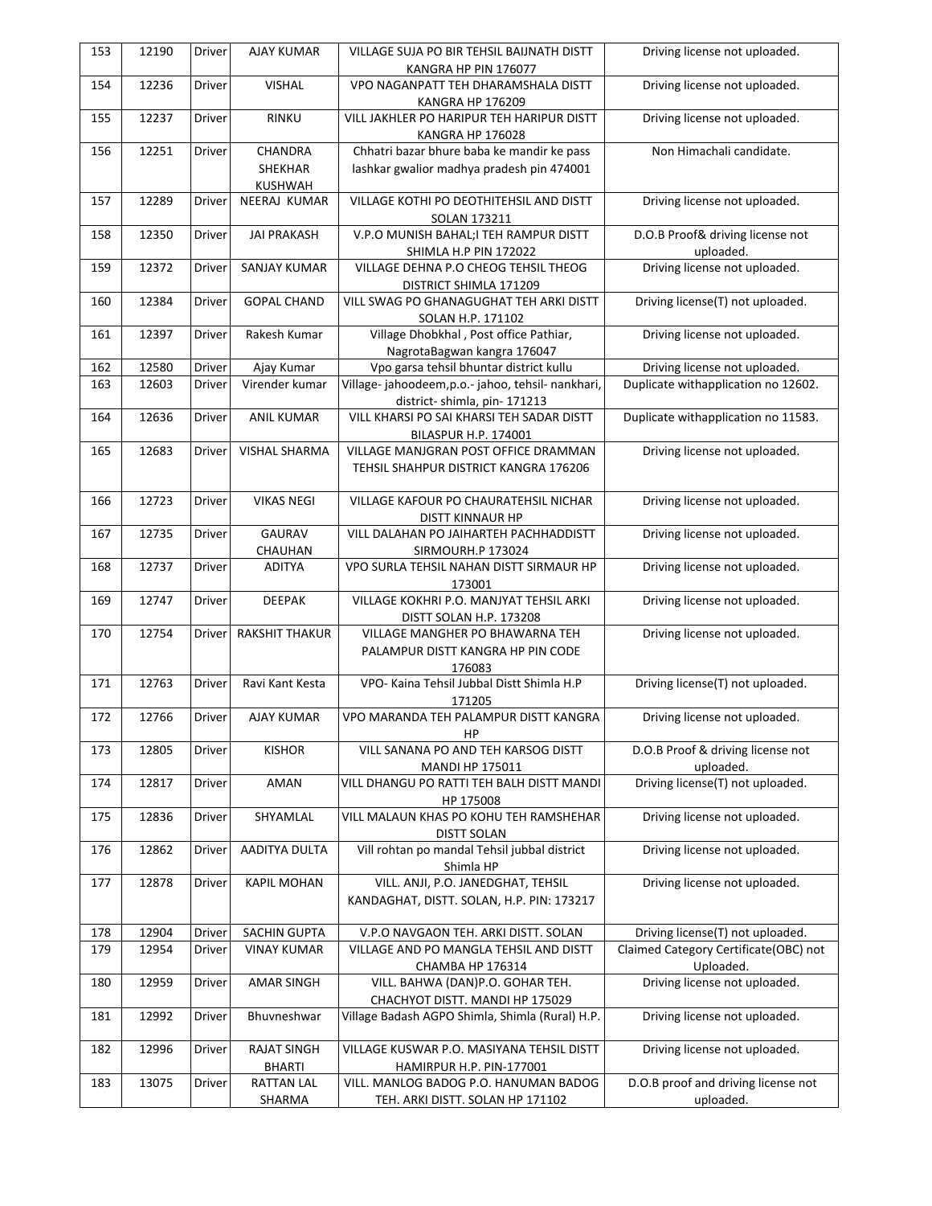| 153 | 12190 | Driver | AJAY KUMAR | VILLAGE SUJA PO BIR TEHSIL BAIJNATH DISTT KANGRA HP PIN 176077 | Driving license not uploaded. |
|---|---|---|---|---|---|
| 154 | 12236 | Driver | VISHAL | VPO NAGANPATT TEH DHARAMSHALA DISTT KANGRA HP 176209 | Driving license not uploaded. |
| 155 | 12237 | Driver | RINKU | VILL JAKHLER PO HARIPUR TEH HARIPUR DISTT KANGRA HP 176028 | Driving license not uploaded. |
| 156 | 12251 | Driver | CHANDRA SHEKHAR KUSHWAH | Chhatri bazar bhure baba ke mandir ke pass lashkar gwalior madhya pradesh pin 474001 | Non Himachali candidate. |
| 157 | 12289 | Driver | NEERAJ KUMAR | VILLAGE KOTHI PO DEOTHITEHSIL AND DISTT SOLAN 173211 | Driving license not uploaded. |
| 158 | 12350 | Driver | JAI PRAKASH | V.P.O MUNISH BAHAL;I TEH RAMPUR DISTT SHIMLA H.P PIN 172022 | D.O.B Proof& driving license not uploaded. |
| 159 | 12372 | Driver | SANJAY KUMAR | VILLAGE DEHNA P.O CHEOG TEHSIL THEOG DISTRICT SHIMLA 171209 | Driving license not uploaded. |
| 160 | 12384 | Driver | GOPAL CHAND | VILL SWAG PO GHANAGUGHAT TEH ARKI DISTT SOLAN H.P. 171102 | Driving license(T) not uploaded. |
| 161 | 12397 | Driver | Rakesh Kumar | Village Dhobkhal , Post office Pathiar, NagrotaBagwan kangra 176047 | Driving license not uploaded. |
| 162 | 12580 | Driver | Ajay Kumar | Vpo garsa tehsil bhuntar district kullu | Driving license not uploaded. |
| 163 | 12603 | Driver | Virender kumar | Village- jahoodeem,p.o.- jahoo, tehsil- nankhari, district- shimla, pin- 171213 | Duplicate withapplication no 12602. |
| 164 | 12636 | Driver | ANIL KUMAR | VILL KHARSI PO SAI KHARSI TEH SADAR DISTT BILASPUR H.P. 174001 | Duplicate withapplication no 11583. |
| 165 | 12683 | Driver | VISHAL SHARMA | VILLAGE MANJGRAN POST OFFICE DRAMMAN TEHSIL SHAHPUR DISTRICT KANGRA 176206 | Driving license not uploaded. |
| 166 | 12723 | Driver | VIKAS NEGI | VILLAGE KAFOUR PO CHAURATEHSIL NICHAR DISTT KINNAUR HP | Driving license not uploaded. |
| 167 | 12735 | Driver | GAURAV CHAUHAN | VILL DALAHAN PO JAIHARTEH PACHHADDISTT SIRMOURH.P 173024 | Driving license not uploaded. |
| 168 | 12737 | Driver | ADITYA | VPO SURLA TEHSIL NAHAN DISTT SIRMAUR HP 173001 | Driving license not uploaded. |
| 169 | 12747 | Driver | DEEPAK | VILLAGE KOKHRI P.O. MANJYAT TEHSIL ARKI DISTT SOLAN H.P. 173208 | Driving license not uploaded. |
| 170 | 12754 | Driver | RAKSHIT THAKUR | VILLAGE MANGHER PO BHAWARNA TEH PALAMPUR DISTT KANGRA HP PIN CODE 176083 | Driving license not uploaded. |
| 171 | 12763 | Driver | Ravi Kant Kesta | VPO- Kaina Tehsil Jubbal Distt Shimla H.P 171205 | Driving license(T) not uploaded. |
| 172 | 12766 | Driver | AJAY KUMAR | VPO MARANDA TEH PALAMPUR DISTT KANGRA HP | Driving license not uploaded. |
| 173 | 12805 | Driver | KISHOR | VILL SANANA PO AND TEH KARSOG DISTT MANDI HP 175011 | D.O.B Proof & driving license not uploaded. |
| 174 | 12817 | Driver | AMAN | VILL DHANGU PO RATTI TEH BALH DISTT MANDI HP 175008 | Driving license(T) not uploaded. |
| 175 | 12836 | Driver | SHYAMLAL | VILL MALAUN KHAS PO KOHU TEH RAMSHEHAR DISTT SOLAN | Driving license not uploaded. |
| 176 | 12862 | Driver | AADITYA DULTA | Vill rohtan po mandal Tehsil jubbal district Shimla HP | Driving license not uploaded. |
| 177 | 12878 | Driver | KAPIL MOHAN | VILL. ANJI, P.O. JANEDGHAT, TEHSIL KANDAGHAT, DISTT. SOLAN, H.P. PIN: 173217 | Driving license not uploaded. |
| 178 | 12904 | Driver | SACHIN GUPTA | V.P.O NAVGAON TEH. ARKI DISTT. SOLAN | Driving license(T) not uploaded. |
| 179 | 12954 | Driver | VINAY KUMAR | VILLAGE AND PO MANGLA TEHSIL AND DISTT CHAMBA HP 176314 | Claimed Category Certificate(OBC) not Uploaded. |
| 180 | 12959 | Driver | AMAR SINGH | VILL. BAHWA (DAN)P.O. GOHAR TEH. CHACHYOT DISTT. MANDI HP 175029 | Driving license not uploaded. |
| 181 | 12992 | Driver | Bhuvneshwar | Village Badash AGPO Shimla, Shimla (Rural) H.P. | Driving license not uploaded. |
| 182 | 12996 | Driver | RAJAT SINGH BHARTI | VILLAGE KUSWAR P.O. MASIYANA TEHSIL DISTT HAMIRPUR H.P. PIN-177001 | Driving license not uploaded. |
| 183 | 13075 | Driver | RATTAN LAL SHARMA | VILL. MANLOG BADOG P.O. HANUMAN BADOG TEH. ARKI DISTT. SOLAN HP 171102 | D.O.B proof and driving license not uploaded. |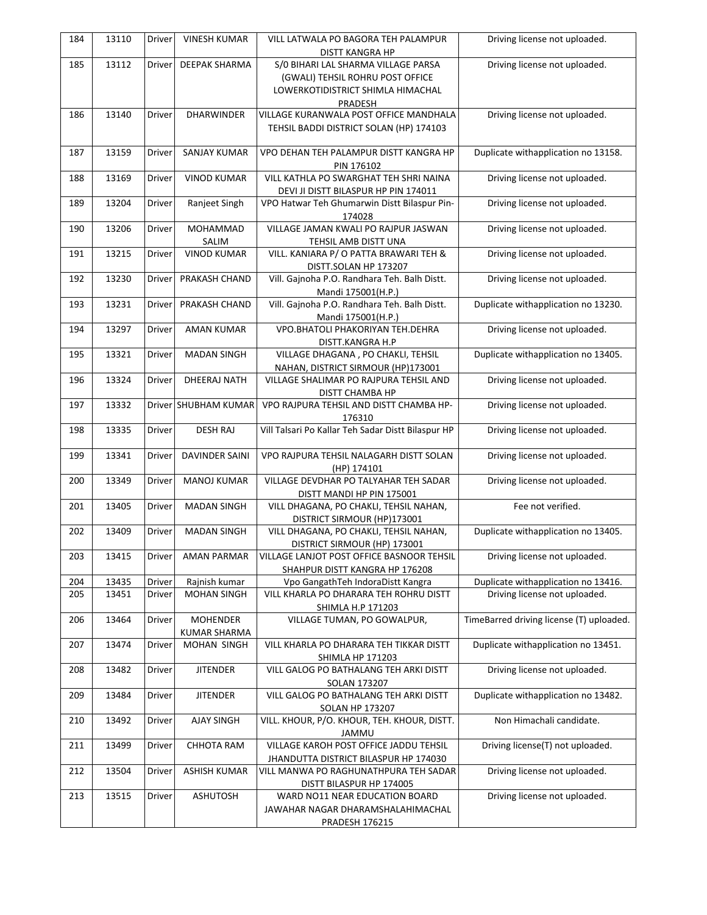| 184 | 13110 | Driver | VINESH KUMAR | VILL LATWALA PO BAGORA TEH PALAMPUR DISTT KANGRA HP | Driving license not uploaded. |
|---|---|---|---|---|---|
| 185 | 13112 | Driver | DEEPAK SHARMA | S/0 BIHARI LAL SHARMA VILLAGE PARSA (GWALI) TEHSIL ROHRU POST OFFICE LOWERKOTIDISTRICT SHIMLA HIMACHAL PRADESH | Driving license not uploaded. |
| 186 | 13140 | Driver | DHARWINDER | VILLAGE KURANWALA POST OFFICE MANDHALA TEHSIL BADDI DISTRICT SOLAN (HP) 174103 | Driving license not uploaded. |
| 187 | 13159 | Driver | SANJAY KUMAR | VPO DEHAN TEH PALAMPUR DISTT KANGRA HP PIN 176102 | Duplicate withapplication no 13158. |
| 188 | 13169 | Driver | VINOD KUMAR | VILL KATHLA PO SWARGHAT TEH SHRI NAINA DEVI JI DISTT BILASPUR HP PIN 174011 | Driving license not uploaded. |
| 189 | 13204 | Driver | Ranjeet Singh | VPO Hatwar Teh Ghumarwin Distt Bilaspur Pin-174028 | Driving license not uploaded. |
| 190 | 13206 | Driver | MOHAMMAD SALIM | VILLAGE JAMAN KWALI PO RAJPUR JASWAN TEHSIL AMB DISTT UNA | Driving license not uploaded. |
| 191 | 13215 | Driver | VINOD KUMAR | VILL. KANIARA P/ O PATTA BRAWARI TEH & DISTT.SOLAN HP 173207 | Driving license not uploaded. |
| 192 | 13230 | Driver | PRAKASH CHAND | Vill. Gajnoha P.O. Randhara Teh. Balh Distt. Mandi 175001(H.P.) | Driving license not uploaded. |
| 193 | 13231 | Driver | PRAKASH CHAND | Vill. Gajnoha P.O. Randhara Teh. Balh Distt. Mandi 175001(H.P.) | Duplicate withapplication no 13230. |
| 194 | 13297 | Driver | AMAN KUMAR | VPO.BHATOLI PHAKORIYAN TEH.DEHRA DISTT.KANGRA H.P | Driving license not uploaded. |
| 195 | 13321 | Driver | MADAN SINGH | VILLAGE DHAGANA , PO CHAKLI, TEHSIL NAHAN, DISTRICT SIRMOUR (HP)173001 | Duplicate withapplication no 13405. |
| 196 | 13324 | Driver | DHEERAJ NATH | VILLAGE SHALIMAR PO RAJPURA TEHSIL AND DISTT CHAMBA HP | Driving license not uploaded. |
| 197 | 13332 | Driver | SHUBHAM KUMAR | VPO RAJPURA TEHSIL AND DISTT CHAMBA HP-176310 | Driving license not uploaded. |
| 198 | 13335 | Driver | DESH RAJ | Vill Talsari Po Kallar Teh Sadar Distt Bilaspur HP | Driving license not uploaded. |
| 199 | 13341 | Driver | DAVINDER SAINI | VPO RAJPURA TEHSIL NALAGARH DISTT SOLAN (HP) 174101 | Driving license not uploaded. |
| 200 | 13349 | Driver | MANOJ KUMAR | VILLAGE DEVDHAR PO TALYAHAR TEH SADAR DISTT MANDI HP PIN 175001 | Driving license not uploaded. |
| 201 | 13405 | Driver | MADAN SINGH | VILL DHAGANA, PO CHAKLI, TEHSIL NAHAN, DISTRICT SIRMOUR (HP)173001 | Fee not verified. |
| 202 | 13409 | Driver | MADAN SINGH | VILL DHAGANA, PO CHAKLI, TEHSIL NAHAN, DISTRICT SIRMOUR (HP) 173001 | Duplicate withapplication no 13405. |
| 203 | 13415 | Driver | AMAN PARMAR | VILLAGE LANJOT POST OFFICE BASNOOR TEHSIL SHAHPUR DISTT KANGRA HP 176208 | Driving license not uploaded. |
| 204 | 13435 | Driver | Rajnish kumar | Vpo GangathTeh IndoraDistt Kangra | Duplicate withapplication no 13416. |
| 205 | 13451 | Driver | MOHAN SINGH | VILL KHARLA PO DHARARA TEH ROHRU DISTT SHIMLA H.P 171203 | Driving license not uploaded. |
| 206 | 13464 | Driver | MOHENDER KUMAR SHARMA | VILLAGE TUMAN, PO GOWALPUR, | TimeBarred driving license (T) uploaded. |
| 207 | 13474 | Driver | MOHAN SINGH | VILL KHARLA PO DHARARA TEH TIKKAR DISTT SHIMLA HP 171203 | Duplicate withapplication no 13451. |
| 208 | 13482 | Driver | JITENDER | VILL GALOG PO BATHALANG TEH ARKI DISTT SOLAN 173207 | Driving license not uploaded. |
| 209 | 13484 | Driver | JITENDER | VILL GALOG PO BATHALANG TEH ARKI DISTT SOLAN HP 173207 | Duplicate withapplication no 13482. |
| 210 | 13492 | Driver | AJAY SINGH | VILL. KHOUR, P/O. KHOUR, TEH. KHOUR, DISTT. JAMMU | Non Himachali candidate. |
| 211 | 13499 | Driver | CHHOTA RAM | VILLAGE KAROH POST OFFICE JADDU TEHSIL JHANDUTTA DISTRICT BILASPUR HP 174030 | Driving license(T) not uploaded. |
| 212 | 13504 | Driver | ASHISH KUMAR | VILL MANWA PO RAGHUNATHPURA TEH SADAR DISTT BILASPUR HP 174005 | Driving license not uploaded. |
| 213 | 13515 | Driver | ASHUTOSH | WARD NO11 NEAR EDUCATION BOARD JAWAHAR NAGAR DHARAMSHALAHIMACHAL PRADESH 176215 | Driving license not uploaded. |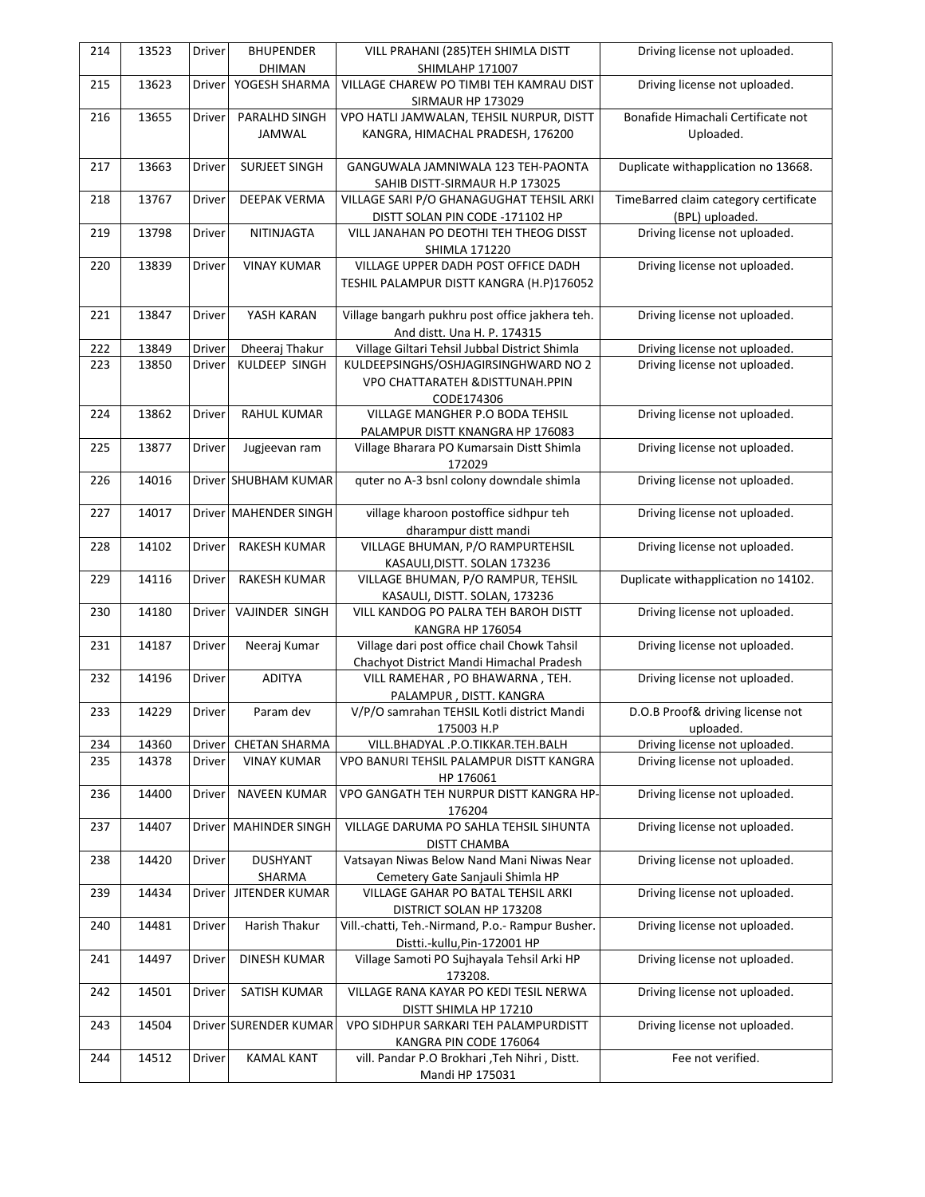| 214 | 13523 | Driver | BHUPENDER DHIMAN | VILL PRAHANI (285)TEH SHIMLA DISTT SHIMLAHP 171007 | Driving license not uploaded. |
|---|---|---|---|---|---|
| 215 | 13623 | Driver | YOGESH SHARMA | VILLAGE CHAREW PO TIMBI TEH KAMRAU DIST SIRMAUR HP 173029 | Driving license not uploaded. |
| 216 | 13655 | Driver | PARALHD SINGH JAMWAL | VPO HATLI JAMWALAN, TEHSIL NURPUR, DISTT KANGRA, HIMACHAL PRADESH, 176200 | Bonafide Himachali Certificate not Uploaded. |
| 217 | 13663 | Driver | SURJEET SINGH | GANGUWALA JAMNIWALA 123 TEH-PAONTA SAHIB DISTT-SIRMAUR H.P 173025 | Duplicate withapplication no 13668. |
| 218 | 13767 | Driver | DEEPAK VERMA | VILLAGE SARI P/O GHANAGUGHAT TEHSIL ARKI DISTT SOLAN PIN CODE -171102 HP | TimeBarred claim category certificate (BPL) uploaded. |
| 219 | 13798 | Driver | NITINJAGTA | VILL JANAHAN PO DEOTHI TEH THEOG DISST SHIMLA 171220 | Driving license not uploaded. |
| 220 | 13839 | Driver | VINAY KUMAR | VILLAGE UPPER DADH POST OFFICE DADH TESHIL PALAMPUR DISTT KANGRA (H.P)176052 | Driving license not uploaded. |
| 221 | 13847 | Driver | YASH KARAN | Village bangarh pukhru post office jakhera teh. And distt. Una H. P. 174315 | Driving license not uploaded. |
| 222 | 13849 | Driver | Dheeraj Thakur | Village Giltari Tehsil Jubbal District Shimla | Driving license not uploaded. |
| 223 | 13850 | Driver | KULDEEP SINGH | KULDEEPSINGHS/OSHJAGIRSINGHWARD NO 2 VPO CHATTARATEH &DISTTUNAH.PPIN CODE174306 | Driving license not uploaded. |
| 224 | 13862 | Driver | RAHUL KUMAR | VILLAGE MANGHER P.O BODA TEHSIL PALAMPUR DISTT KNANGRA HP 176083 | Driving license not uploaded. |
| 225 | 13877 | Driver | Jugjeevan ram | Village Bharara PO Kumarsain Distt Shimla 172029 | Driving license not uploaded. |
| 226 | 14016 | Driver | SHUBHAM KUMAR | quter no A-3 bsnl colony downdale shimla | Driving license not uploaded. |
| 227 | 14017 | Driver | MAHENDER SINGH | village kharoon postoffice sidhpur teh dharampur distt mandi | Driving license not uploaded. |
| 228 | 14102 | Driver | RAKESH KUMAR | VILLAGE BHUMAN, P/O RAMPURTEHSIL KASAULI,DISTT. SOLAN 173236 | Driving license not uploaded. |
| 229 | 14116 | Driver | RAKESH KUMAR | VILLAGE BHUMAN, P/O RAMPUR, TEHSIL KASAULI, DISTT. SOLAN, 173236 | Duplicate withapplication no 14102. |
| 230 | 14180 | Driver | VAJINDER SINGH | VILL KANDOG PO PALRA TEH BAROH DISTT KANGRA HP 176054 | Driving license not uploaded. |
| 231 | 14187 | Driver | Neeraj Kumar | Village dari post office chail Chowk Tahsil Chachyot District Mandi Himachal Pradesh | Driving license not uploaded. |
| 232 | 14196 | Driver | ADITYA | VILL RAMEHAR , PO BHAWARNA , TEH. PALAMPUR , DISTT. KANGRA | Driving license not uploaded. |
| 233 | 14229 | Driver | Param dev | V/P/O samrahan TEHSIL Kotli district Mandi 175003 H.P | D.O.B Proof& driving license not uploaded. |
| 234 | 14360 | Driver | CHETAN SHARMA | VILL.BHADYAL .P.O.TIKKAR.TEH.BALH | Driving license not uploaded. |
| 235 | 14378 | Driver | VINAY KUMAR | VPO BANURI TEHSIL PALAMPUR DISTT KANGRA HP 176061 | Driving license not uploaded. |
| 236 | 14400 | Driver | NAVEEN KUMAR | VPO GANGATH TEH NURPUR DISTT KANGRA HP-176204 | Driving license not uploaded. |
| 237 | 14407 | Driver | MAHINDER SINGH | VILLAGE DARUMA PO SAHLA TEHSIL SIHUNTA DISTT CHAMBA | Driving license not uploaded. |
| 238 | 14420 | Driver | DUSHYANT SHARMA | Vatsayan Niwas Below Nand Mani Niwas Near Cemetery Gate Sanjauli Shimla HP | Driving license not uploaded. |
| 239 | 14434 | Driver | JITENDER KUMAR | VILLAGE GAHAR PO BATAL TEHSIL ARKI DISTRICT SOLAN HP 173208 | Driving license not uploaded. |
| 240 | 14481 | Driver | Harish Thakur | Vill.-chatti, Teh.-Nirmand, P.o.- Rampur Busher. Distti.-kullu,Pin-172001 HP | Driving license not uploaded. |
| 241 | 14497 | Driver | DINESH KUMAR | Village Samoti PO Sujhayala Tehsil Arki HP 173208. | Driving license not uploaded. |
| 242 | 14501 | Driver | SATISH KUMAR | VILLAGE RANA KAYAR PO KEDI TESIL NERWA DISTT SHIMLA HP 17210 | Driving license not uploaded. |
| 243 | 14504 | Driver | SURENDER KUMAR | VPO SIDHPUR SARKARI TEH PALAMPURDISTT KANGRA PIN CODE 176064 | Driving license not uploaded. |
| 244 | 14512 | Driver | KAMAL KANT | vill. Pandar P.O Brokhari ,Teh Nihri , Distt. Mandi HP 175031 | Fee not verified. |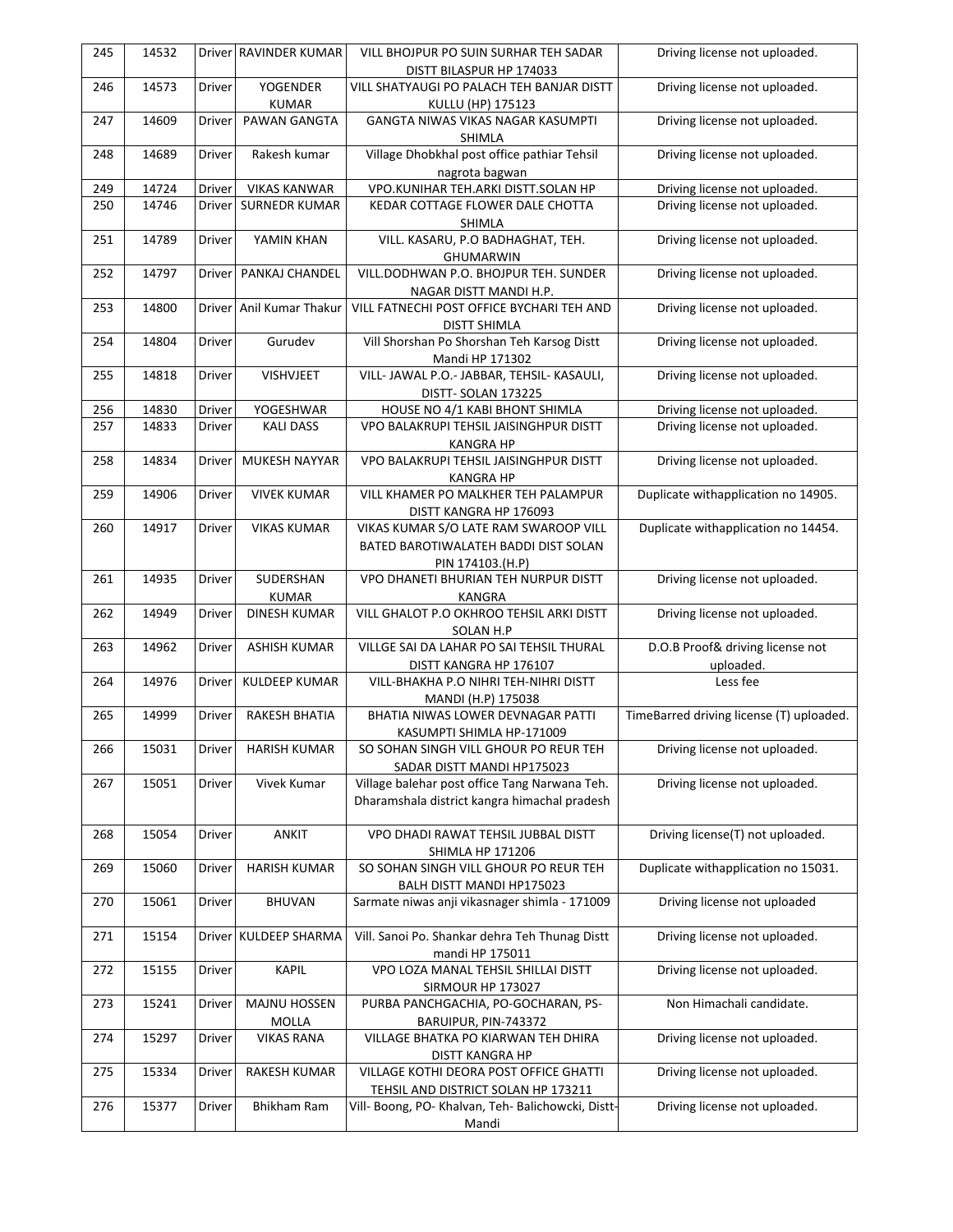| 245 | 14532 | Driver | RAVINDER KUMAR | VILL BHOJPUR PO SUIN SURHAR TEH SADAR DISTT BILASPUR HP 174033 | Driving license not uploaded. |
|---|---|---|---|---|---|
| 246 | 14573 | Driver | YOGENDER KUMAR | VILL SHATYAUGI PO PALACH TEH BANJAR DISTT KULLU (HP) 175123 | Driving license not uploaded. |
| 247 | 14609 | Driver | PAWAN GANGTA | GANGTA NIWAS VIKAS NAGAR KASUMPTI SHIMLA | Driving license not uploaded. |
| 248 | 14689 | Driver | Rakesh kumar | Village Dhobkhal post office pathiar Tehsil nagrota bagwan | Driving license not uploaded. |
| 249 | 14724 | Driver | VIKAS KANWAR | VPO.KUNIHAR TEH.ARKI DISTT.SOLAN HP | Driving license not uploaded. |
| 250 | 14746 | Driver | SURNEDR KUMAR | KEDAR COTTAGE FLOWER DALE CHOTTA SHIMLA | Driving license not uploaded. |
| 251 | 14789 | Driver | YAMIN KHAN | VILL. KASARU, P.O BADHAGHAT, TEH. GHUMARWIN | Driving license not uploaded. |
| 252 | 14797 | Driver | PANKAJ CHANDEL | VILL.DODHWAN P.O. BHOJPUR TEH. SUNDER NAGAR DISTT MANDI H.P. | Driving license not uploaded. |
| 253 | 14800 | Driver | Anil Kumar Thakur | VILL FATNECHI POST OFFICE BYCHARI TEH AND DISTT SHIMLA | Driving license not uploaded. |
| 254 | 14804 | Driver | Gurudev | Vill Shorshan Po Shorshan Teh Karsog Distt Mandi HP 171302 | Driving license not uploaded. |
| 255 | 14818 | Driver | VISHVJEET | VILL- JAWAL P.O.- JABBAR, TEHSIL- KASAULI, DISTT- SOLAN 173225 | Driving license not uploaded. |
| 256 | 14830 | Driver | YOGESHWAR | HOUSE NO 4/1 KABI BHONT SHIMLA | Driving license not uploaded. |
| 257 | 14833 | Driver | KALI DASS | VPO BALAKRUPI TEHSIL JAISINGHPUR DISTT KANGRA HP | Driving license not uploaded. |
| 258 | 14834 | Driver | MUKESH NAYYAR | VPO BALAKRUPI TEHSIL JAISINGHPUR DISTT KANGRA HP | Driving license not uploaded. |
| 259 | 14906 | Driver | VIVEK KUMAR | VILL KHAMER PO MALKHER TEH PALAMPUR DISTT KANGRA HP 176093 | Duplicate withapplication no 14905. |
| 260 | 14917 | Driver | VIKAS KUMAR | VIKAS KUMAR S/O LATE RAM SWAROOP VILL BATED BAROTIWALATEH BADDI DIST SOLAN PIN 174103.(H.P) | Duplicate withapplication no 14454. |
| 261 | 14935 | Driver | SUDERSHAN KUMAR | VPO DHANETI BHURIAN TEH NURPUR DISTT KANGRA | Driving license not uploaded. |
| 262 | 14949 | Driver | DINESH KUMAR | VILL GHALOT P.O OKHROO TEHSIL ARKI DISTT SOLAN H.P | Driving license not uploaded. |
| 263 | 14962 | Driver | ASHISH KUMAR | VILLGE SAI DA LAHAR PO SAI TEHSIL THURAL DISTT KANGRA HP 176107 | D.O.B Proof& driving license not uploaded. |
| 264 | 14976 | Driver | KULDEEP KUMAR | VILL-BHAKHA P.O NIHRI TEH-NIHRI DISTT MANDI (H.P) 175038 | Less fee |
| 265 | 14999 | Driver | RAKESH BHATIA | BHATIA NIWAS LOWER DEVNAGAR PATTI KASUMPTI SHIMLA HP-171009 | TimeBarred driving license (T) uploaded. |
| 266 | 15031 | Driver | HARISH KUMAR | SO SOHAN SINGH VILL GHOUR PO REUR TEH SADAR DISTT MANDI HP175023 | Driving license not uploaded. |
| 267 | 15051 | Driver | Vivek Kumar | Village balehar post office Tang Narwana Teh. Dharamshala district kangra himachal pradesh | Driving license not uploaded. |
| 268 | 15054 | Driver | ANKIT | VPO DHADI RAWAT TEHSIL JUBBAL DISTT SHIMLA HP 171206 | Driving license(T) not uploaded. |
| 269 | 15060 | Driver | HARISH KUMAR | SO SOHAN SINGH VILL GHOUR PO REUR TEH BALH DISTT MANDI HP175023 | Duplicate withapplication no 15031. |
| 270 | 15061 | Driver | BHUVAN | Sarmate niwas anji vikasnager shimla - 171009 | Driving license not uploaded |
| 271 | 15154 | Driver | KULDEEP SHARMA | Vill. Sanoi Po. Shankar dehra Teh Thunag Distt mandi HP 175011 | Driving license not uploaded. |
| 272 | 15155 | Driver | KAPIL | VPO LOZA MANAL TEHSIL SHILLAI DISTT SIRMOUR HP 173027 | Driving license not uploaded. |
| 273 | 15241 | Driver | MAJNU HOSSEN MOLLA | PURBA PANCHGACHIA, PO-GOCHARAN, PS-BARUIPUR, PIN-743372 | Non Himachali candidate. |
| 274 | 15297 | Driver | VIKAS RANA | VILLAGE BHATKA PO KIARWAN TEH DHIRA DISTT KANGRA HP | Driving license not uploaded. |
| 275 | 15334 | Driver | RAKESH KUMAR | VILLAGE KOTHI DEORA POST OFFICE GHATTI TEHSIL AND DISTRICT SOLAN HP 173211 | Driving license not uploaded. |
| 276 | 15377 | Driver | Bhikham Ram | Vill- Boong, PO- Khalvan, Teh- Balichowcki, Distt-Mandi | Driving license not uploaded. |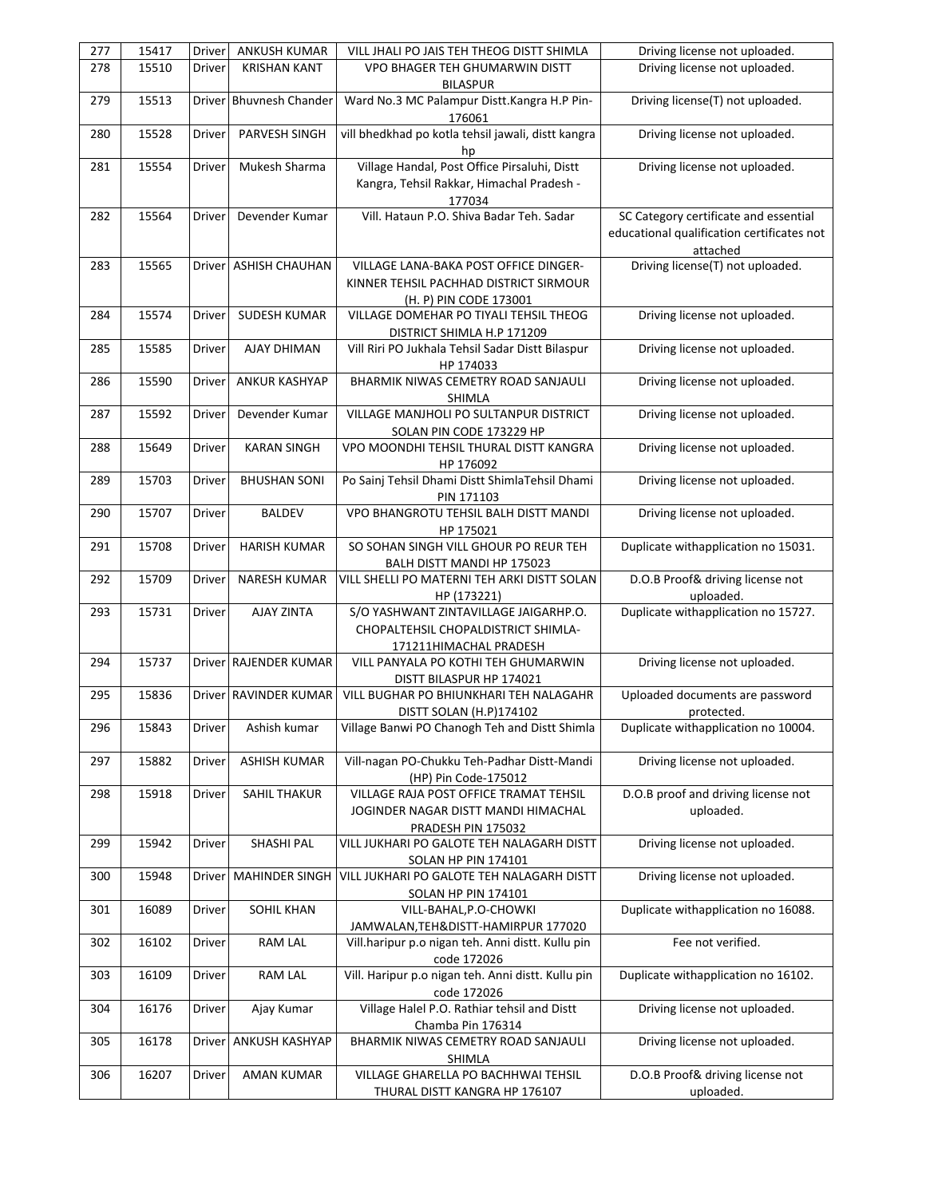| 277 | 15417 | Driver | ANKUSH KUMAR | VILL JHALI PO JAIS TEH THEOG DISTT SHIMLA | Driving license not uploaded. |
|---|---|---|---|---|---|
| 278 | 15510 | Driver | KRISHAN KANT | VPO BHAGER TEH GHUMARWIN DISTT BILASPUR | Driving license not uploaded. |
| 279 | 15513 | Driver | Bhuvnesh Chander | Ward No.3 MC Palampur Distt.Kangra H.P Pin-176061 | Driving license(T) not uploaded. |
| 280 | 15528 | Driver | PARVESH SINGH | vill bhedkhad po kotla tehsil jawali, distt kangra hp | Driving license not uploaded. |
| 281 | 15554 | Driver | Mukesh Sharma | Village Handal, Post Office Pirsaluhi, Distt Kangra, Tehsil Rakkar, Himachal Pradesh - 177034 | Driving license not uploaded. |
| 282 | 15564 | Driver | Devender Kumar | Vill. Hataun P.O. Shiva Badar Teh. Sadar | SC Category certificate and essential educational qualification certificates not attached |
| 283 | 15565 | Driver | ASHISH CHAUHAN | VILLAGE LANA-BAKA POST OFFICE DINGER-KINNER TEHSIL PACHHAD DISTRICT SIRMOUR (H. P) PIN CODE 173001 | Driving license(T) not uploaded. |
| 284 | 15574 | Driver | SUDESH KUMAR | VILLAGE DOMEHAR PO TIYALI TEHSIL THEOG DISTRICT SHIMLA H.P 171209 | Driving license not uploaded. |
| 285 | 15585 | Driver | AJAY DHIMAN | Vill Riri PO Jukhala Tehsil Sadar Distt Bilaspur HP 174033 | Driving license not uploaded. |
| 286 | 15590 | Driver | ANKUR KASHYAP | BHARMIK NIWAS CEMETRY ROAD SANJAULI SHIMLA | Driving license not uploaded. |
| 287 | 15592 | Driver | Devender Kumar | VILLAGE MANJHOLI PO SULTANPUR DISTRICT SOLAN PIN CODE 173229 HP | Driving license not uploaded. |
| 288 | 15649 | Driver | KARAN SINGH | VPO MOONDHI TEHSIL THURAL DISTT KANGRA HP 176092 | Driving license not uploaded. |
| 289 | 15703 | Driver | BHUSHAN SONI | Po Sainj Tehsil Dhami Distt ShimlaTehsil Dhami PIN 171103 | Driving license not uploaded. |
| 290 | 15707 | Driver | BALDEV | VPO BHANGROTU TEHSIL BALH DISTT MANDI HP 175021 | Driving license not uploaded. |
| 291 | 15708 | Driver | HARISH KUMAR | SO SOHAN SINGH VILL GHOUR PO REUR TEH BALH DISTT MANDI HP 175023 | Duplicate withapplication no 15031. |
| 292 | 15709 | Driver | NARESH KUMAR | VILL SHELLI PO MATERNI TEH ARKI DISTT SOLAN HP (173221) | D.O.B Proof& driving license not uploaded. |
| 293 | 15731 | Driver | AJAY ZINTA | S/O YASHWANT ZINTAVILLAGE JAIGARHP.O. CHOPALTEHSIL CHOPALDISTRICT SHIMLA-171211HIMACHAL PRADESH | Duplicate withapplication no 15727. |
| 294 | 15737 | Driver | RAJENDER KUMAR | VILL PANYALA PO KOTHI TEH GHUMARWIN DISTT BILASPUR HP 174021 | Driving license not uploaded. |
| 295 | 15836 | Driver | RAVINDER KUMAR | VILL BUGHAR PO BHIUNKHARI TEH NALAGAHR DISTT SOLAN (H.P)174102 | Uploaded documents are password protected. |
| 296 | 15843 | Driver | Ashish kumar | Village Banwi PO Chanogh Teh and Distt Shimla | Duplicate withapplication no 10004. |
| 297 | 15882 | Driver | ASHISH KUMAR | Vill-nagan PO-Chukku Teh-Padhar Distt-Mandi (HP) Pin Code-175012 | Driving license not uploaded. |
| 298 | 15918 | Driver | SAHIL THAKUR | VILLAGE RAJA POST OFFICE TRAMAT TEHSIL JOGINDER NAGAR DISTT MANDI HIMACHAL PRADESH PIN 175032 | D.O.B proof and driving license not uploaded. |
| 299 | 15942 | Driver | SHASHI PAL | VILL JUKHARI PO GALOTE TEH NALAGARH DISTT SOLAN HP PIN 174101 | Driving license not uploaded. |
| 300 | 15948 | Driver | MAHINDER SINGH | VILL JUKHARI PO GALOTE TEH NALAGARH DISTT SOLAN HP PIN 174101 | Driving license not uploaded. |
| 301 | 16089 | Driver | SOHIL KHAN | VILL-BAHAL,P.O-CHOWKI JAMWALAN,TEH&DISTT-HAMIRPUR 177020 | Duplicate withapplication no 16088. |
| 302 | 16102 | Driver | RAM LAL | Vill.haripur p.o nigan teh. Anni distt. Kullu pin code 172026 | Fee not verified. |
| 303 | 16109 | Driver | RAM LAL | Vill. Haripur p.o nigan teh. Anni distt. Kullu pin code 172026 | Duplicate withapplication no 16102. |
| 304 | 16176 | Driver | Ajay Kumar | Village Halel P.O. Rathiar tehsil and Distt Chamba Pin 176314 | Driving license not uploaded. |
| 305 | 16178 | Driver | ANKUSH KASHYAP | BHARMIK NIWAS CEMETRY ROAD SANJAULI SHIMLA | Driving license not uploaded. |
| 306 | 16207 | Driver | AMAN KUMAR | VILLAGE GHARELLA PO BACHHWAI TEHSIL THURAL DISTT KANGRA HP 176107 | D.O.B Proof& driving license not uploaded. |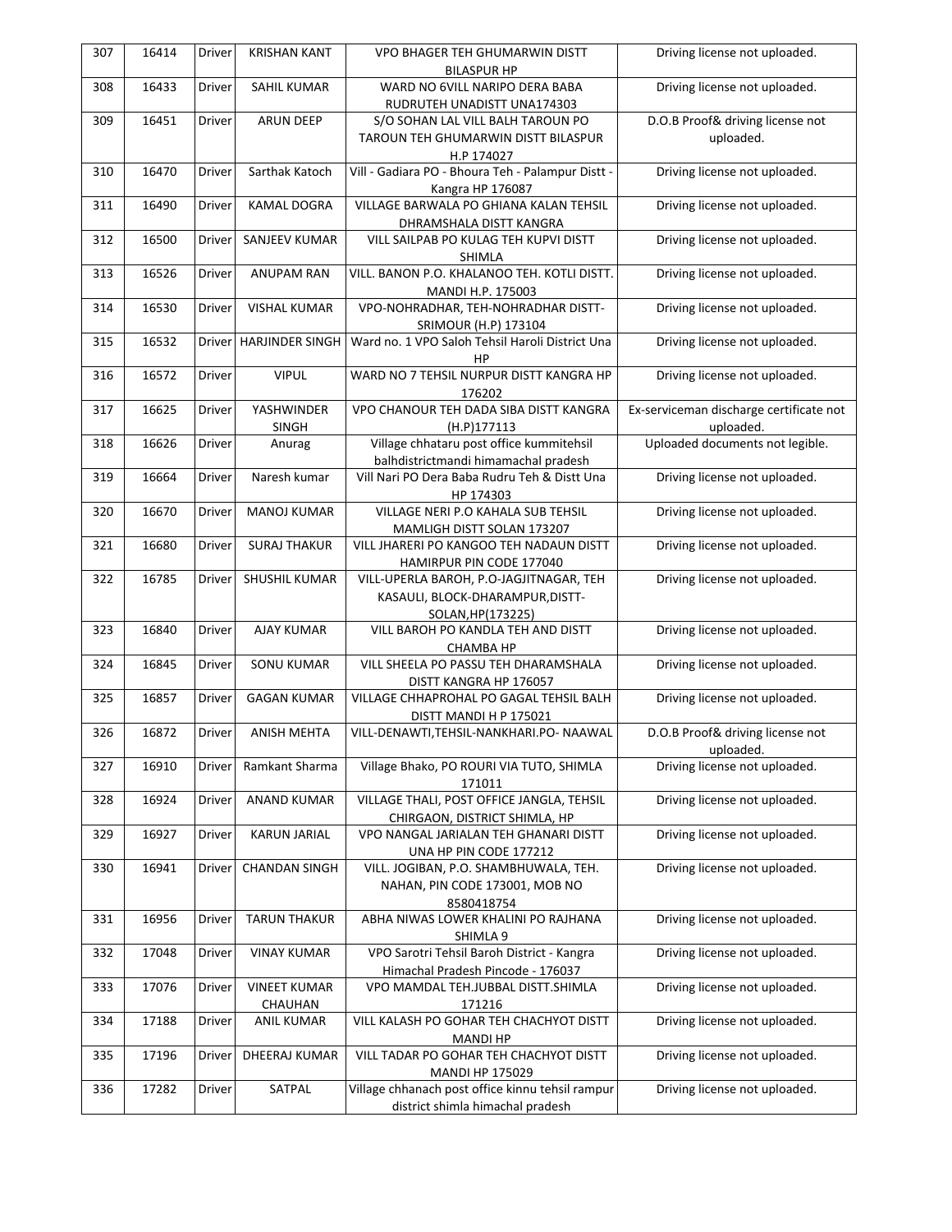| 307 | 16414 | Driver | KRISHAN KANT | VPO BHAGER TEH GHUMARWIN DISTT BILASPUR HP | Driving license not uploaded. |
|---|---|---|---|---|---|
| 308 | 16433 | Driver | SAHIL KUMAR | WARD NO 6VILL NARIPO DERA BABA RUDRUTEH UNADISTT UNA174303 | Driving license not uploaded. |
| 309 | 16451 | Driver | ARUN DEEP | S/O SOHAN LAL VILL BALH TAROUN PO TAROUN TEH GHUMARWIN DISTT BILASPUR H.P 174027 | D.O.B Proof& driving license not uploaded. |
| 310 | 16470 | Driver | Sarthak Katoch | Vill - Gadiara PO - Bhoura Teh - Palampur Distt - Kangra HP 176087 | Driving license not uploaded. |
| 311 | 16490 | Driver | KAMAL DOGRA | VILLAGE BARWALA PO GHIANA KALAN TEHSIL DHRAMSHALA DISTT KANGRA | Driving license not uploaded. |
| 312 | 16500 | Driver | SANJEEV KUMAR | VILL SAILPAB PO KULAG TEH KUPVI DISTT SHIMLA | Driving license not uploaded. |
| 313 | 16526 | Driver | ANUPAM RAN | VILL. BANON P.O. KHALANOO TEH. KOTLI DISTT. MANDI H.P. 175003 | Driving license not uploaded. |
| 314 | 16530 | Driver | VISHAL KUMAR | VPO-NOHRADHAR, TEH-NOHRADHAR DISTT-SRIMOUR (H.P) 173104 | Driving license not uploaded. |
| 315 | 16532 | Driver | HARJINDER SINGH | Ward no. 1 VPO Saloh Tehsil Haroli District Una HP | Driving license not uploaded. |
| 316 | 16572 | Driver | VIPUL | WARD NO 7 TEHSIL NURPUR DISTT KANGRA HP 176202 | Driving license not uploaded. |
| 317 | 16625 | Driver | YASHWINDER SINGH | VPO CHANOUR TEH DADA SIBA DISTT KANGRA (H.P)177113 | Ex-serviceman discharge certificate not uploaded. |
| 318 | 16626 | Driver | Anurag | Village chhataru post office kummitehsil balhdistrictmandi himamachal pradesh | Uploaded documents not legible. |
| 319 | 16664 | Driver | Naresh kumar | Vill Nari PO Dera Baba Rudru Teh & Distt Una HP 174303 | Driving license not uploaded. |
| 320 | 16670 | Driver | MANOJ KUMAR | VILLAGE NERI P.O KAHALA SUB TEHSIL MAMLIGH DISTT SOLAN 173207 | Driving license not uploaded. |
| 321 | 16680 | Driver | SURAJ THAKUR | VILL JHARERI PO KANGOO TEH NADAUN DISTT HAMIRPUR PIN CODE 177040 | Driving license not uploaded. |
| 322 | 16785 | Driver | SHUSHIL KUMAR | VILL-UPERLA BAROH, P.O-JAGJITNAGAR, TEH KASAULI, BLOCK-DHARAMPUR,DISTT-SOLAN,HP(173225) | Driving license not uploaded. |
| 323 | 16840 | Driver | AJAY KUMAR | VILL BAROH PO KANDLA TEH AND DISTT CHAMBA HP | Driving license not uploaded. |
| 324 | 16845 | Driver | SONU KUMAR | VILL SHEELA PO PASSU TEH DHARAMSHALA DISTT KANGRA HP 176057 | Driving license not uploaded. |
| 325 | 16857 | Driver | GAGAN KUMAR | VILLAGE CHHAPROHAL PO GAGAL TEHSIL BALH DISTT MANDI H P 175021 | Driving license not uploaded. |
| 326 | 16872 | Driver | ANISH MEHTA | VILL-DENAWTI,TEHSIL-NANKHARI.PO- NAAWAL | D.O.B Proof& driving license not uploaded. |
| 327 | 16910 | Driver | Ramkant Sharma | Village Bhako, PO ROURI VIA TUTO, SHIMLA 171011 | Driving license not uploaded. |
| 328 | 16924 | Driver | ANAND KUMAR | VILLAGE THALI, POST OFFICE JANGLA, TEHSIL CHIRGAON, DISTRICT SHIMLA, HP | Driving license not uploaded. |
| 329 | 16927 | Driver | KARUN JARIAL | VPO NANGAL JARIALAN TEH GHANARI DISTT UNA HP PIN CODE 177212 | Driving license not uploaded. |
| 330 | 16941 | Driver | CHANDAN SINGH | VILL. JOGIBAN, P.O. SHAMBHUWALA, TEH. NAHAN, PIN CODE 173001, MOB NO 8580418754 | Driving license not uploaded. |
| 331 | 16956 | Driver | TARUN THAKUR | ABHA NIWAS LOWER KHALINI PO RAJHANA SHIMLA 9 | Driving license not uploaded. |
| 332 | 17048 | Driver | VINAY KUMAR | VPO Sarotri Tehsil Baroh District - Kangra Himachal Pradesh Pincode - 176037 | Driving license not uploaded. |
| 333 | 17076 | Driver | VINEET KUMAR CHAUHAN | VPO MAMDAL TEH.JUBBAL DISTT.SHIMLA 171216 | Driving license not uploaded. |
| 334 | 17188 | Driver | ANIL KUMAR | VILL KALASH PO GOHAR TEH CHACHYOT DISTT MANDI HP | Driving license not uploaded. |
| 335 | 17196 | Driver | DHEERAJ KUMAR | VILL TADAR PO GOHAR TEH CHACHYOT DISTT MANDI HP 175029 | Driving license not uploaded. |
| 336 | 17282 | Driver | SATPAL | Village chhanach post office kinnu tehsil rampur district shimla himachal pradesh | Driving license not uploaded. |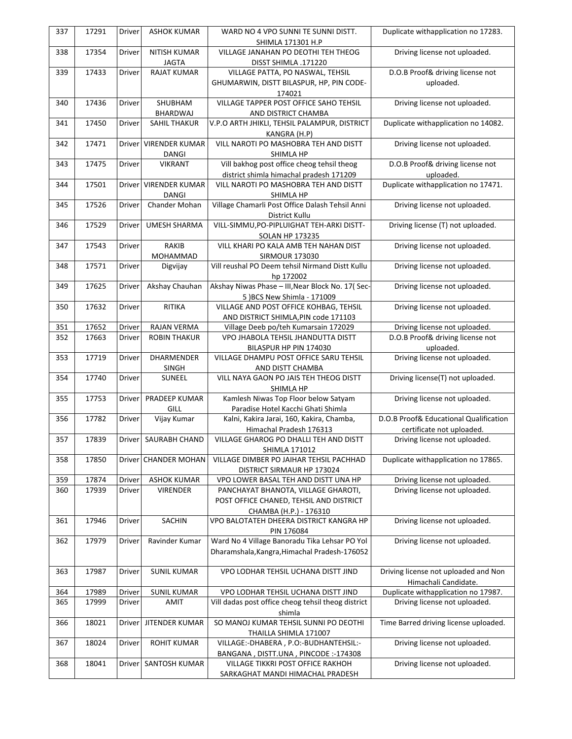| 337 | 17291 | Driver | ASHOK KUMAR | WARD NO 4 VPO SUNNI TE SUNNI DISTT. SHIMLA 171301 H.P | Duplicate withapplication no 17283. |
|---|---|---|---|---|---|
| 338 | 17354 | Driver | NITISH KUMAR JAGTA | VILLAGE JANAHAN PO DEOTHI TEH THEOG DISST SHIMLA .171220 | Driving license not uploaded. |
| 339 | 17433 | Driver | RAJAT KUMAR | VILLAGE PATTA, PO NASWAL, TEHSIL GHUMARWIN, DISTT BILASPUR, HP, PIN CODE-174021 | D.O.B Proof& driving license not uploaded. |
| 340 | 17436 | Driver | SHUBHAM BHARDWAJ | VILLAGE TAPPER POST OFFICE SAHO TEHSIL AND DISTRICT CHAMBA | Driving license not uploaded. |
| 341 | 17450 | Driver | SAHIL THAKUR | V.P.O ARTH JHIKLI, TEHSIL PALAMPUR, DISTRICT KANGRA (H.P) | Duplicate withapplication no 14082. |
| 342 | 17471 | Driver | VIRENDER KUMAR DANGI | VILL NAROTI PO MASHOBRA TEH AND DISTT SHIMLA HP | Driving license not uploaded. |
| 343 | 17475 | Driver | VIKRANT | Vill bakhog post office cheog tehsil theog district shimla himachal pradesh 171209 | D.O.B Proof& driving license not uploaded. |
| 344 | 17501 | Driver | VIRENDER KUMAR DANGI | VILL NAROTI PO MASHOBRA TEH AND DISTT SHIMLA HP | Duplicate withapplication no 17471. |
| 345 | 17526 | Driver | Chander Mohan | Village Chamarli Post Office Dalash Tehsil Anni District Kullu | Driving license not uploaded. |
| 346 | 17529 | Driver | UMESH SHARMA | VILL-SIMMU,PO-PIPLUIGHAT TEH-ARKI DISTT-SOLAN HP 173235 | Driving license (T) not uploaded. |
| 347 | 17543 | Driver | RAKIB MOHAMMAD | VILL KHARI PO KALA AMB TEH NAHAN DIST SIRMOUR 173030 | Driving license not uploaded. |
| 348 | 17571 | Driver | Digvijay | Vill reushal PO Deem tehsil Nirmand Distt Kullu hp 172002 | Driving license not uploaded. |
| 349 | 17625 | Driver | Akshay Chauhan | Akshay Niwas Phase – III,Near Block No. 17( Sec-5 )BCS New Shimla - 171009 | Driving license not uploaded. |
| 350 | 17632 | Driver | RITIKA | VILLAGE AND POST OFFICE KOHBAG, TEHSIL AND DISTRICT SHIMLA,PIN code 171103 | Driving license not uploaded. |
| 351 | 17652 | Driver | RAJAN VERMA | Village Deeb po/teh Kumarsain 172029 | Driving license not uploaded. |
| 352 | 17663 | Driver | ROBIN THAKUR | VPO JHABOLA TEHSIL JHANDUTTA DISTT BILASPUR HP PIN 174030 | D.O.B Proof& driving license not uploaded. |
| 353 | 17719 | Driver | DHARMENDER SINGH | VILLAGE DHAMPU POST OFFICE SARU TEHSIL AND DISTT CHAMBA | Driving license not uploaded. |
| 354 | 17740 | Driver | SUNEEL | VILL NAYA GAON PO JAIS TEH THEOG DISTT SHIMLA HP | Driving license(T) not uploaded. |
| 355 | 17753 | Driver | PRADEEP KUMAR GILL | Kamlesh Niwas Top Floor below Satyam Paradise Hotel Kacchi Ghati Shimla | Driving license not uploaded. |
| 356 | 17782 | Driver | Vijay Kumar | Kalni, Kakira Jarai, 160, Kakira, Chamba, Himachal Pradesh 176313 | D.O.B Proof& Educational Qualification certificate not uploaded. |
| 357 | 17839 | Driver | SAURABH CHAND | VILLAGE GHAROG PO DHALLI TEH AND DISTT SHIMLA 171012 | Driving license not uploaded. |
| 358 | 17850 | Driver | CHANDER MOHAN | VILLAGE DIMBER PO JAIHAR TEHSIL PACHHAD DISTRICT SIRMAUR HP 173024 | Duplicate withapplication no 17865. |
| 359 | 17874 | Driver | ASHOK KUMAR | VPO LOWER BASAL TEH AND DISTT UNA HP | Driving license not uploaded. |
| 360 | 17939 | Driver | VIRENDER | PANCHAYAT BHANOTA, VILLAGE GHAROTI, POST OFFICE CHANED, TEHSIL AND DISTRICT CHAMBA (H.P.) - 176310 | Driving license not uploaded. |
| 361 | 17946 | Driver | SACHIN | VPO BALOTATEH DHEERA DISTRICT KANGRA HP PIN 176084 | Driving license not uploaded. |
| 362 | 17979 | Driver | Ravinder Kumar | Ward No 4 Village Banoradu Tika Lehsar PO Yol Dharamshala,Kangra,Himachal Pradesh-176052 | Driving license not uploaded. |
| 363 | 17987 | Driver | SUNIL KUMAR | VPO LODHAR TEHSIL UCHANA DISTT JIND | Driving license not uploaded and Non Himachali Candidate. |
| 364 | 17989 | Driver | SUNIL KUMAR | VPO LODHAR TEHSIL UCHANA DISTT JIND | Duplicate withapplication no 17987. |
| 365 | 17999 | Driver | AMIT | Vill dadas post office cheog tehsil theog district shimla | Driving license not uploaded. |
| 366 | 18021 | Driver | JITENDER KUMAR | SO MANOJ KUMAR TEHSIL SUNNI PO DEOTHI THAILLA SHIMLA 171007 | Time Barred driving license uploaded. |
| 367 | 18024 | Driver | ROHIT KUMAR | VILLAGE:-DHABERA , P.O:-BUDHANTEHSIL:-BANGANA , DISTT.UNA , PINCODE :-174308 | Driving license not uploaded. |
| 368 | 18041 | Driver | SANTOSH KUMAR | VILLAGE TIKKRI POST OFFICE RAKHOH SARKAGHAT MANDI HIMACHAL PRADESH | Driving license not uploaded. |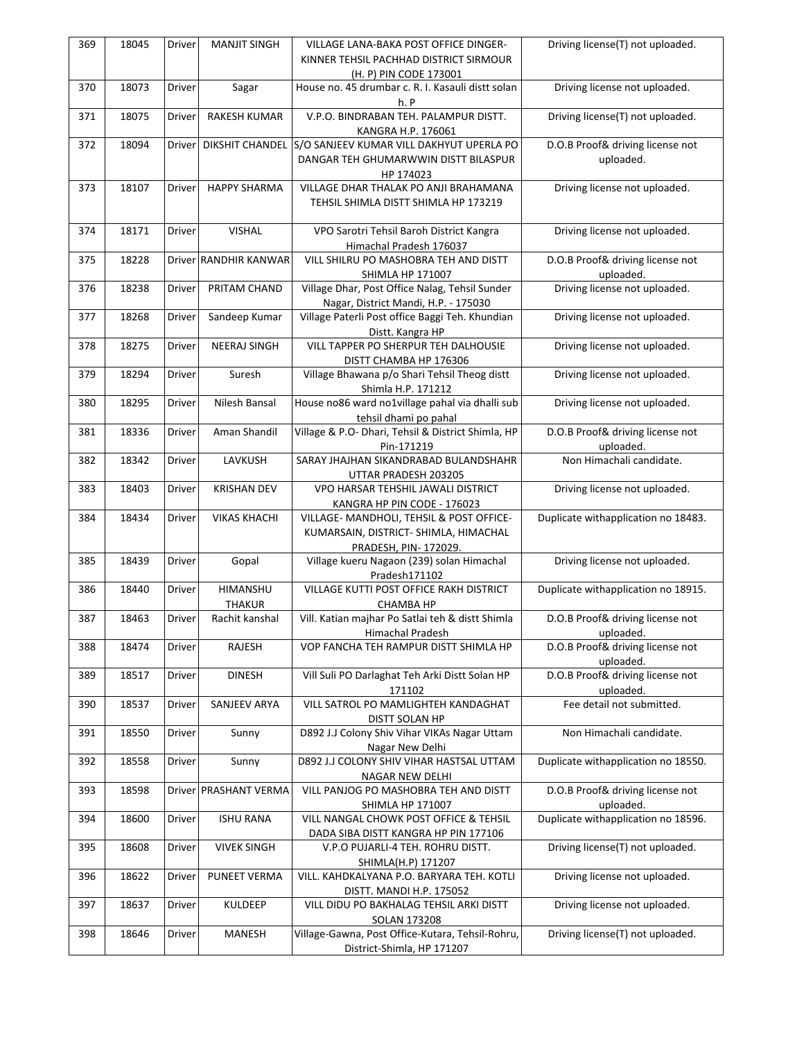| 369 | 18045 | Driver | MANJIT SINGH | VILLAGE LANA-BAKA POST OFFICE DINGER-KINNER TEHSIL PACHHAD DISTRICT SIRMOUR (H. P) PIN CODE 173001 | Driving license(T) not uploaded. |
|---|---|---|---|---|---|
| 370 | 18073 | Driver | Sagar | House no. 45 drumbar c. R. I. Kasauli distt solan h. P | Driving license not uploaded. |
| 371 | 18075 | Driver | RAKESH KUMAR | V.P.O. BINDRABAN TEH. PALAMPUR DISTT. KANGRA H.P. 176061 | Driving license(T) not uploaded. |
| 372 | 18094 | Driver | DIKSHIT CHANDEL | S/O SANJEEV KUMAR VILL DAKHYUT UPERLA PO DANGAR TEH GHUMARWWIN DISTT BILASPUR HP 174023 | D.O.B Proof& driving license not uploaded. |
| 373 | 18107 | Driver | HAPPY SHARMA | VILLAGE DHAR THALAK PO ANJI BRAHAMANA TEHSIL SHIMLA DISTT SHIMLA HP 173219 | Driving license not uploaded. |
| 374 | 18171 | Driver | VISHAL | VPO Sarotri Tehsil Baroh District Kangra Himachal Pradesh 176037 | Driving license not uploaded. |
| 375 | 18228 | Driver | RANDHIR KANWAR | VILL SHILRU PO MASHOBRA TEH AND DISTT SHIMLA HP 171007 | D.O.B Proof& driving license not uploaded. |
| 376 | 18238 | Driver | PRITAM CHAND | Village Dhar, Post Office Nalag, Tehsil Sunder Nagar, District Mandi, H.P. - 175030 | Driving license not uploaded. |
| 377 | 18268 | Driver | Sandeep Kumar | Village Paterli Post office Baggi Teh. Khundian Distt. Kangra HP | Driving license not uploaded. |
| 378 | 18275 | Driver | NEERAJ SINGH | VILL TAPPER PO SHERPUR TEH DALHOUSIE DISTT CHAMBA HP 176306 | Driving license not uploaded. |
| 379 | 18294 | Driver | Suresh | Village Bhawana p/o Shari Tehsil Theog distt Shimla H.P. 171212 | Driving license not uploaded. |
| 380 | 18295 | Driver | Nilesh Bansal | House no86 ward no1village pahal via dhalli sub tehsil dhami po pahal | Driving license not uploaded. |
| 381 | 18336 | Driver | Aman Shandil | Village & P.O- Dhari, Tehsil & District Shimla, HP Pin-171219 | D.O.B Proof& driving license not uploaded. |
| 382 | 18342 | Driver | LAVKUSH | SARAY JHAJHAN SIKANDRABAD BULANDSHAHR UTTAR PRADESH 203205 | Non Himachali candidate. |
| 383 | 18403 | Driver | KRISHAN DEV | VPO HARSAR TEHSHIL JAWALI DISTRICT KANGRA HP PIN CODE - 176023 | Driving license not uploaded. |
| 384 | 18434 | Driver | VIKAS KHACHI | VILLAGE- MANDHOLI, TEHSIL & POST OFFICE-KUMARSAIN, DISTRICT- SHIMLA, HIMACHAL PRADESH, PIN- 172029. | Duplicate withapplication no 18483. |
| 385 | 18439 | Driver | Gopal | Village kueru Nagaon (239) solan Himachal Pradesh171102 | Driving license not uploaded. |
| 386 | 18440 | Driver | HIMANSHU THAKUR | VILLAGE KUTTI POST OFFICE RAKH DISTRICT CHAMBA HP | Duplicate withapplication no 18915. |
| 387 | 18463 | Driver | Rachit kanshal | Vill. Katian majhar Po Satlai teh & distt Shimla Himachal Pradesh | D.O.B Proof& driving license not uploaded. |
| 388 | 18474 | Driver | RAJESH | VOP FANCHA TEH RAMPUR DISTT SHIMLA HP | D.O.B Proof& driving license not uploaded. |
| 389 | 18517 | Driver | DINESH | Vill Suli PO Darlaghat Teh Arki Distt Solan HP 171102 | D.O.B Proof& driving license not uploaded. |
| 390 | 18537 | Driver | SANJEEV ARYA | VILL SATROL PO MAMLIGHTEH KANDAGHAT DISTT SOLAN HP | Fee detail not submitted. |
| 391 | 18550 | Driver | Sunny | D892 J.J Colony Shiv Vihar VIKAs Nagar Uttam Nagar New Delhi | Non Himachali candidate. |
| 392 | 18558 | Driver | Sunny | D892 J.J COLONY SHIV VIHAR HASTSAL UTTAM NAGAR NEW DELHI | Duplicate withapplication no 18550. |
| 393 | 18598 | Driver | PRASHANT VERMA | VILL PANJOG PO MASHOBRA TEH AND DISTT SHIMLA HP 171007 | D.O.B Proof& driving license not uploaded. |
| 394 | 18600 | Driver | ISHU RANA | VILL NANGAL CHOWK POST OFFICE & TEHSIL DADA SIBA DISTT KANGRA HP PIN 177106 | Duplicate withapplication no 18596. |
| 395 | 18608 | Driver | VIVEK SINGH | V.P.O PUJARLI-4 TEH. ROHRU DISTT. SHIMLA(H.P) 171207 | Driving license(T) not uploaded. |
| 396 | 18622 | Driver | PUNEET VERMA | VILL. KAHDKALYANA P.O. BARYARA TEH. KOTLI DISTT. MANDI H.P. 175052 | Driving license not uploaded. |
| 397 | 18637 | Driver | KULDEEP | VILL DIDU PO BAKHALAG TEHSIL ARKI DISTT SOLAN 173208 | Driving license not uploaded. |
| 398 | 18646 | Driver | MANESH | Village-Gawna, Post Office-Kutara, Tehsil-Rohru, District-Shimla, HP 171207 | Driving license(T) not uploaded. |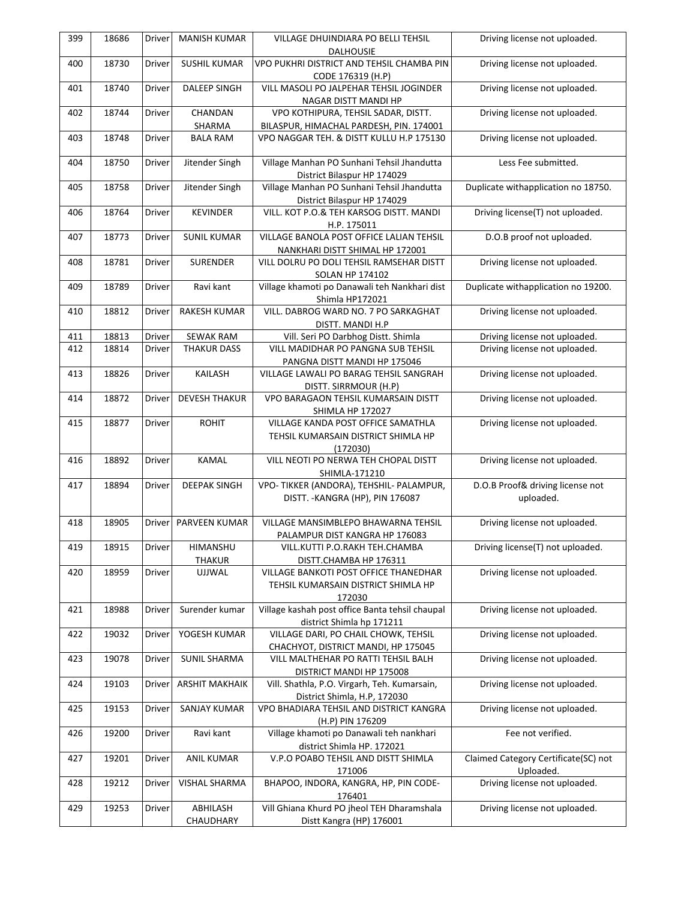| 399 | 18686 | Driver | MANISH KUMAR | VILLAGE DHUINDIARA PO BELLI TEHSIL DALHOUSIE | Driving license not uploaded. |
|---|---|---|---|---|---|
| 400 | 18730 | Driver | SUSHIL KUMAR | VPO PUKHRI DISTRICT AND TEHSIL CHAMBA PIN CODE 176319 (H.P) | Driving license not uploaded. |
| 401 | 18740 | Driver | DALEEP SINGH | VILL MASOLI PO JALPEHAR TEHSIL JOGINDER NAGAR DISTT MANDI HP | Driving license not uploaded. |
| 402 | 18744 | Driver | CHANDAN SHARMA | VPO KOTHIPURA, TEHSIL SADAR, DISTT. BILASPUR, HIMACHAL PARDESH, PIN. 174001 | Driving license not uploaded. |
| 403 | 18748 | Driver | BALA RAM | VPO NAGGAR TEH. & DISTT KULLU H.P 175130 | Driving license not uploaded. |
| 404 | 18750 | Driver | Jitender Singh | Village Manhan PO Sunhani Tehsil Jhandutta District Bilaspur HP 174029 | Less Fee submitted. |
| 405 | 18758 | Driver | Jitender Singh | Village Manhan PO Sunhani Tehsil Jhandutta District Bilaspur HP 174029 | Duplicate withapplication no 18750. |
| 406 | 18764 | Driver | KEVINDER | VILL. KOT P.O.& TEH KARSOG DISTT. MANDI H.P. 175011 | Driving license(T) not uploaded. |
| 407 | 18773 | Driver | SUNIL KUMAR | VILLAGE BANOLA POST OFFICE LALIAN TEHSIL NANKHARI DISTT SHIMAL HP 172001 | D.O.B proof not uploaded. |
| 408 | 18781 | Driver | SURENDER | VILL DOLRU PO DOLI TEHSIL RAMSEHAR DISTT SOLAN HP 174102 | Driving license not uploaded. |
| 409 | 18789 | Driver | Ravi kant | Village khamoti po Danawali teh Nankhari dist Shimla HP172021 | Duplicate withapplication no 19200. |
| 410 | 18812 | Driver | RAKESH KUMAR | VILL. DABROG WARD NO. 7 PO SARKAGHAT DISTT. MANDI H.P | Driving license not uploaded. |
| 411 | 18813 | Driver | SEWAK RAM | Vill. Seri PO Darbhog Distt. Shimla | Driving license not uploaded. |
| 412 | 18814 | Driver | THAKUR DASS | VILL MADIDHAR PO PANGNA SUB TEHSIL PANGNA DISTT MANDI HP 175046 | Driving license not uploaded. |
| 413 | 18826 | Driver | KAILASH | VILLAGE LAWALI PO BARAG TEHSIL SANGRAH DISTT. SIRRMOUR (H.P) | Driving license not uploaded. |
| 414 | 18872 | Driver | DEVESH THAKUR | VPO BARAGAON TEHSIL KUMARSAIN DISTT SHIMLA HP 172027 | Driving license not uploaded. |
| 415 | 18877 | Driver | ROHIT | VILLAGE KANDA POST OFFICE SAMATHLA TEHSIL KUMARSAIN DISTRICT SHIMLA HP (172030) | Driving license not uploaded. |
| 416 | 18892 | Driver | KAMAL | VILL NEOTI PO NERWA TEH CHOPAL DISTT SHIMLA-171210 | Driving license not uploaded. |
| 417 | 18894 | Driver | DEEPAK SINGH | VPO- TIKKER (ANDORA), TEHSHIL- PALAMPUR, DISTT. -KANGRA (HP), PIN 176087 | D.O.B Proof& driving license not uploaded. |
| 418 | 18905 | Driver | PARVEEN KUMAR | VILLAGE MANSIMBLEPO BHAWARNA TEHSIL PALAMPUR DIST KANGRA HP 176083 | Driving license not uploaded. |
| 419 | 18915 | Driver | HIMANSHU THAKUR | VILL.KUTTI P.O.RAKH TEH.CHAMBA DISTT.CHAMBA HP 176311 | Driving license(T) not uploaded. |
| 420 | 18959 | Driver | UJJWAL | VILLAGE BANKOTI POST OFFICE THANEDHAR TEHSIL KUMARSAIN DISTRICT SHIMLA HP 172030 | Driving license not uploaded. |
| 421 | 18988 | Driver | Surender kumar | Village kashah post office Banta tehsil chaupal district Shimla hp 171211 | Driving license not uploaded. |
| 422 | 19032 | Driver | YOGESH KUMAR | VILLAGE DARI, PO CHAIL CHOWK, TEHSIL CHACHYOT, DISTRICT MANDI, HP 175045 | Driving license not uploaded. |
| 423 | 19078 | Driver | SUNIL SHARMA | VILL MALTHEHAR PO RATTI TEHSIL BALH DISTRICT MANDI HP 175008 | Driving license not uploaded. |
| 424 | 19103 | Driver | ARSHIT MAKHAIK | Vill. Shathla, P.O. Virgarh, Teh. Kumarsain, District Shimla, H.P, 172030 | Driving license not uploaded. |
| 425 | 19153 | Driver | SANJAY KUMAR | VPO BHADIARA TEHSIL AND DISTRICT KANGRA (H.P) PIN 176209 | Driving license not uploaded. |
| 426 | 19200 | Driver | Ravi kant | Village khamoti po Danawali teh nankhari district Shimla HP. 172021 | Fee not verified. |
| 427 | 19201 | Driver | ANIL KUMAR | V.P.O POABO TEHSIL AND DISTT SHIMLA 171006 | Claimed Category Certificate(SC) not Uploaded. |
| 428 | 19212 | Driver | VISHAL SHARMA | BHAPOO, INDORA, KANGRA, HP, PIN CODE-176401 | Driving license not uploaded. |
| 429 | 19253 | Driver | ABHILASH CHAUDHARY | Vill Ghiana Khurd PO jheol TEH Dharamshala Distt Kangra (HP) 176001 | Driving license not uploaded. |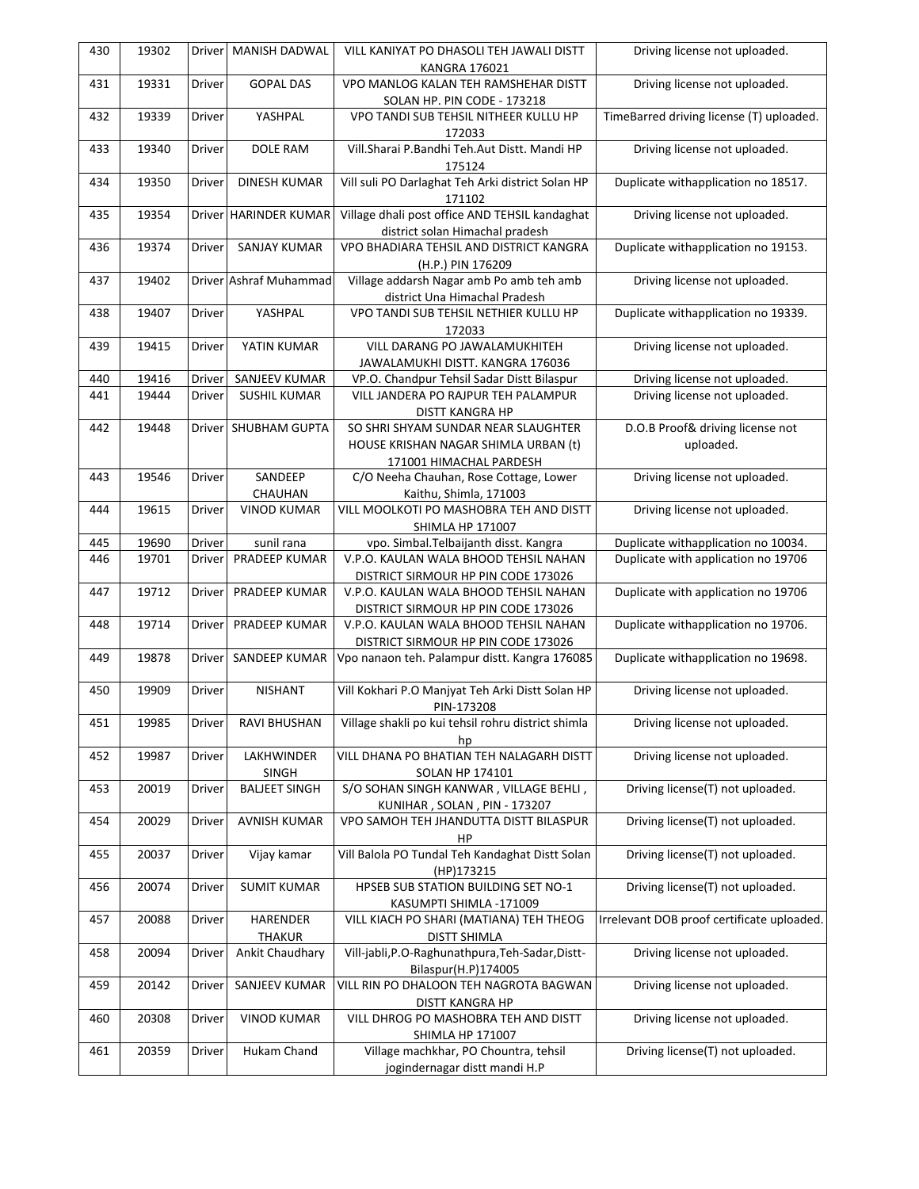| 430 | 19302 | Driver | MANISH DADWAL | VILL KANIYAT PO DHASOLI TEH JAWALI DISTT KANGRA 176021 | Driving license not uploaded. |
|---|---|---|---|---|---|
| 431 | 19331 | Driver | GOPAL DAS | VPO MANLOG KALAN TEH RAMSHEHAR DISTT SOLAN HP. PIN CODE - 173218 | Driving license not uploaded. |
| 432 | 19339 | Driver | YASHPAL | VPO TANDI SUB TEHSIL NITHEER KULLU HP 172033 | TimeBarred driving license (T) uploaded. |
| 433 | 19340 | Driver | DOLE RAM | Vill.Sharai P.Bandhi Teh.Aut Distt. Mandi HP 175124 | Driving license not uploaded. |
| 434 | 19350 | Driver | DINESH KUMAR | Vill suli PO Darlaghat Teh Arki district Solan HP 171102 | Duplicate withapplication no 18517. |
| 435 | 19354 | Driver | HARINDER KUMAR | Village dhali post office AND TEHSIL kandaghat district solan Himachal pradesh | Driving license not uploaded. |
| 436 | 19374 | Driver | SANJAY KUMAR | VPO BHADIARA TEHSIL AND DISTRICT KANGRA (H.P.) PIN 176209 | Duplicate withapplication no 19153. |
| 437 | 19402 | Driver | Ashraf Muhammad | Village addarsh Nagar amb Po amb teh amb district Una Himachal Pradesh | Driving license not uploaded. |
| 438 | 19407 | Driver | YASHPAL | VPO TANDI SUB TEHSIL NETHIER KULLU HP 172033 | Duplicate withapplication no 19339. |
| 439 | 19415 | Driver | YATIN KUMAR | VILL DARANG PO JAWALAMUKHITEH JAWALAMUKHI DISTT. KANGRA 176036 | Driving license not uploaded. |
| 440 | 19416 | Driver | SANJEEV KUMAR | VP.O. Chandpur Tehsil Sadar Distt Bilaspur | Driving license not uploaded. |
| 441 | 19444 | Driver | SUSHIL KUMAR | VILL JANDERA PO RAJPUR TEH PALAMPUR DISTT KANGRA HP | Driving license not uploaded. |
| 442 | 19448 | Driver | SHUBHAM GUPTA | SO SHRI SHYAM SUNDAR NEAR SLAUGHTER HOUSE KRISHAN NAGAR SHIMLA URBAN (t) 171001 HIMACHAL PARDESH | D.O.B Proof& driving license not uploaded. |
| 443 | 19546 | Driver | SANDEEP CHAUHAN | C/O Neeha Chauhan, Rose Cottage, Lower Kaithu, Shimla, 171003 | Driving license not uploaded. |
| 444 | 19615 | Driver | VINOD KUMAR | VILL MOOLKOTI PO MASHOBRA TEH AND DISTT SHIMLA HP 171007 | Driving license not uploaded. |
| 445 | 19690 | Driver | sunil rana | vpo. Simbal.Telbaijanth disst. Kangra | Duplicate withapplication no 10034. |
| 446 | 19701 | Driver | PRADEEP KUMAR | V.P.O. KAULAN WALA BHOOD TEHSIL NAHAN DISTRICT SIRMOUR HP PIN CODE 173026 | Duplicate with application no 19706 |
| 447 | 19712 | Driver | PRADEEP KUMAR | V.P.O. KAULAN WALA BHOOD TEHSIL NAHAN DISTRICT SIRMOUR HP PIN CODE 173026 | Duplicate with application no 19706 |
| 448 | 19714 | Driver | PRADEEP KUMAR | V.P.O. KAULAN WALA BHOOD TEHSIL NAHAN DISTRICT SIRMOUR HP PIN CODE 173026 | Duplicate withapplication no 19706. |
| 449 | 19878 | Driver | SANDEEP KUMAR | Vpo nanaon teh. Palampur distt. Kangra 176085 | Duplicate withapplication no 19698. |
| 450 | 19909 | Driver | NISHANT | Vill Kokhari P.O Manjyat Teh Arki Distt Solan HP PIN-173208 | Driving license not uploaded. |
| 451 | 19985 | Driver | RAVI BHUSHAN | Village shakli po kui tehsil rohru district shimla hp | Driving license not uploaded. |
| 452 | 19987 | Driver | LAKHWINDER SINGH | VILL DHANA PO BHATIAN TEH NALAGARH DISTT SOLAN HP 174101 | Driving license not uploaded. |
| 453 | 20019 | Driver | BALJEET SINGH | S/O SOHAN SINGH KANWAR , VILLAGE BEHLI , KUNIHAR , SOLAN , PIN - 173207 | Driving license(T) not uploaded. |
| 454 | 20029 | Driver | AVNISH KUMAR | VPO SAMOH TEH JHANDUTTA DISTT BILASPUR HP | Driving license(T) not uploaded. |
| 455 | 20037 | Driver | Vijay kamar | Vill Balola PO Tundal Teh Kandaghat Distt Solan (HP)173215 | Driving license(T) not uploaded. |
| 456 | 20074 | Driver | SUMIT KUMAR | HPSEB SUB STATION BUILDING SET NO-1 KASUMPTI SHIMLA -171009 | Driving license(T) not uploaded. |
| 457 | 20088 | Driver | HARENDER THAKUR | VILL KIACH PO SHARI (MATIANA) TEH THEOG DISTT SHIMLA | Irrelevant DOB proof certificate uploaded. |
| 458 | 20094 | Driver | Ankit Chaudhary | Vill-jabli,P.O-Raghunathpura,Teh-Sadar,Distt-Bilaspur(H.P)174005 | Driving license not uploaded. |
| 459 | 20142 | Driver | SANJEEV KUMAR | VILL RIN PO DHALOON TEH NAGROTA BAGWAN DISTT KANGRA HP | Driving license not uploaded. |
| 460 | 20308 | Driver | VINOD KUMAR | VILL DHROG PO MASHOBRA TEH AND DISTT SHIMLA HP 171007 | Driving license not uploaded. |
| 461 | 20359 | Driver | Hukam Chand | Village machkhar, PO Chountra, tehsil jogindernagar distt mandi H.P | Driving license(T) not uploaded. |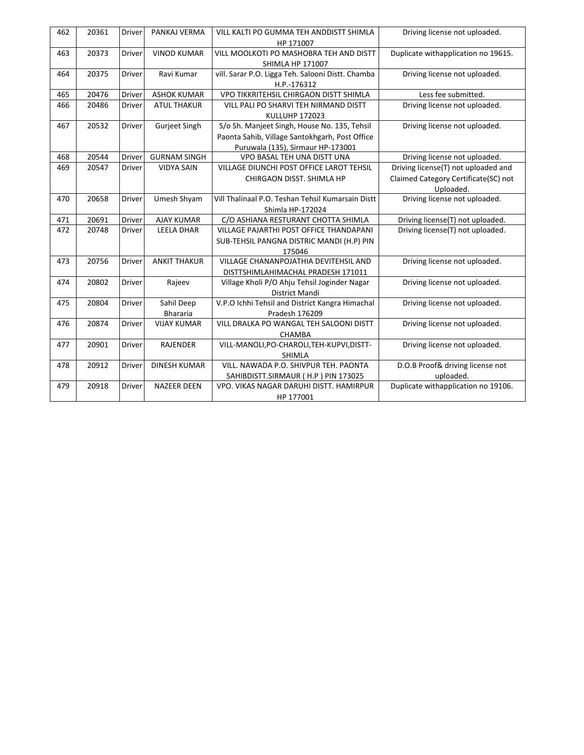| | | | | | |
|---|---|---|---|---|---|
| 462 | 20361 | Driver | PANKAJ VERMA | VILL KALTI PO GUMMA TEH ANDDISTT SHIMLA HP 171007 | Driving license not uploaded. |
| 463 | 20373 | Driver | VINOD KUMAR | VILL MOOLKOTI PO MASHOBRA TEH AND DISTT SHIMLA HP 171007 | Duplicate withapplication no 19615. |
| 464 | 20375 | Driver | Ravi Kumar | vill. Sarar P.O. Ligga Teh. Salooni Distt. Chamba H.P.-176312 | Driving license not uploaded. |
| 465 | 20476 | Driver | ASHOK KUMAR | VPO TIKKRITEHSIL CHIRGAON DISTT SHIMLA | Less fee submitted. |
| 466 | 20486 | Driver | ATUL THAKUR | VILL PALI PO SHARVI TEH NIRMAND DISTT KULLUHP 172023 | Driving license not uploaded. |
| 467 | 20532 | Driver | Gurjeet Singh | S/o Sh. Manjeet Singh, House No. 135, Tehsil Paonta Sahib, Village Santokhgarh, Post Office Puruwala (135), Sirmaur HP-173001 | Driving license not uploaded. |
| 468 | 20544 | Driver | GURNAM SINGH | VPO BASAL TEH UNA DISTT UNA | Driving license not uploaded. |
| 469 | 20547 | Driver | VIDYA SAIN | VILLAGE DIUNCHI POST OFFICE LAROT TEHSIL CHIRGAON DISST. SHIMLA HP | Driving license(T) not uploaded and Claimed Category Certificate(SC) not Uploaded. |
| 470 | 20658 | Driver | Umesh Shyam | Vill Thalinaal P.O. Teshan Tehsil Kumarsain Distt Shimla HP-172024 | Driving license not uploaded. |
| 471 | 20691 | Driver | AJAY KUMAR | C/O ASHIANA RESTURANT CHOTTA SHIMLA | Driving license(T) not uploaded. |
| 472 | 20748 | Driver | LEELA DHAR | VILLAGE PAJARTHI POST OFFICE THANDAPANI SUB-TEHSIL PANGNA DISTRIC MANDI (H.P) PIN 175046 | Driving license(T) not uploaded. |
| 473 | 20756 | Driver | ANKIT THAKUR | VILLAGE CHANANPOJATHIA DEVITEHSIL AND DISTTSHIMLAHIMACHAL PRADESH 171011 | Driving license not uploaded. |
| 474 | 20802 | Driver | Rajeev | Village Kholi P/O Ahju Tehsil Joginder Nagar District Mandi | Driving license not uploaded. |
| 475 | 20804 | Driver | Sahil Deep Bhararia | V.P.O Ichhi Tehsil and District Kangra Himachal Pradesh 176209 | Driving license not uploaded. |
| 476 | 20874 | Driver | VIJAY KUMAR | VILL DRALKA PO WANGAL TEH SALOONI DISTT CHAMBA | Driving license not uploaded. |
| 477 | 20901 | Driver | RAJENDER | VILL-MANOLI,PO-CHAROLI,TEH-KUPVI,DISTT-SHIMLA | Driving license not uploaded. |
| 478 | 20912 | Driver | DINESH KUMAR | VILL. NAWADA P.O. SHIVPUR TEH. PAONTA SAHIBDISTT.SIRMAUR ( H.P ) PIN 173025 | D.O.B Proof& driving license not uploaded. |
| 479 | 20918 | Driver | NAZEER DEEN | VPO. VIKAS NAGAR DARUHI DISTT. HAMIRPUR HP 177001 | Duplicate withapplication no 19106. |